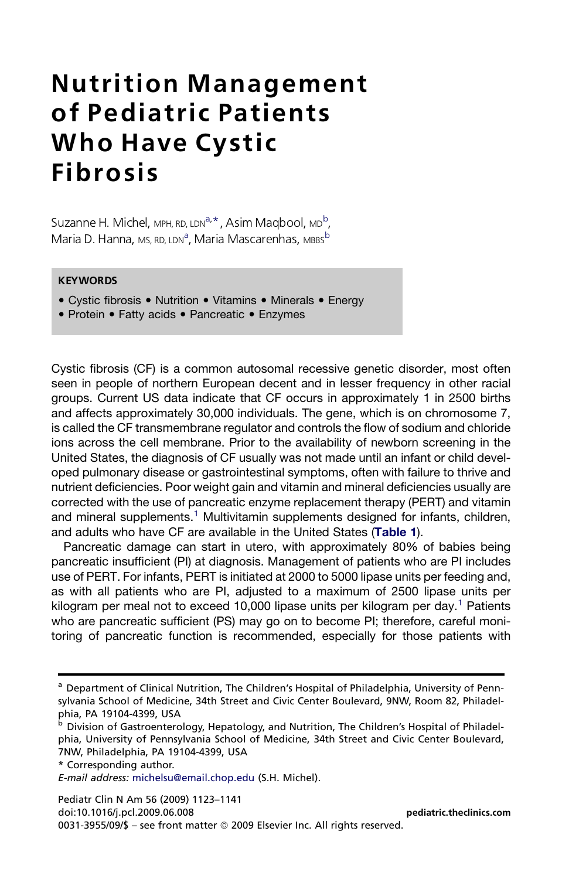# Nutrition Management of Pediatric Patients Who Have Cystic Fibrosis

Suzanne H. Michel, MPH, RD, LDN[a,*], Asim Maqbool, MD[b], Maria D. Hanna, MS, RD, LDN[a], Maria Mascarenhas, MBBS[b]

**KEYWORDS**

- Cystic fibrosis • Nutrition • Vitamins • Minerals • Energy
- Protein • Fatty acids • Pancreatic • Enzymes

Cystic fibrosis (CF) is a common autosomal recessive genetic disorder, most often seen in people of northern European decent and in lesser frequency in other racial groups. Current US data indicate that CF occurs in approximately 1 in 2500 births and affects approximately 30,000 individuals. The gene, which is on chromosome 7, is called the CF transmembrane regulator and controls the flow of sodium and chloride ions across the cell membrane. Prior to the availability of newborn screening in the United States, the diagnosis of CF usually was not made until an infant or child developed pulmonary disease or gastrointestinal symptoms, often with failure to thrive and nutrient deficiencies. Poor weight gain and vitamin and mineral deficiencies usually are corrected with the use of pancreatic enzyme replacement therapy (PERT) and vitamin and mineral supplements.[1] Multivitamin supplements designed for infants, children, and adults who have CF are available in the United States (**Table 1**).

Pancreatic damage can start in utero, with approximately 80% of babies being pancreatic insufficient (PI) at diagnosis. Management of patients who are PI includes use of PERT. For infants, PERT is initiated at 2000 to 5000 lipase units per feeding and, as with all patients who are PI, adjusted to a maximum of 2500 lipase units per kilogram per meal not to exceed 10,000 lipase units per kilogram per day.[1] Patients who are pancreatic sufficient (PS) may go on to become PI; therefore, careful monitoring of pancreatic function is recommended, especially for those patients with

[a] Department of Clinical Nutrition, The Children's Hospital of Philadelphia, University of Pennsylvania School of Medicine, 34th Street and Civic Center Boulevard, 9NW, Room 82, Philadelphia, PA 19104-4399, USA

[b] Division of Gastroenterology, Hepatology, and Nutrition, The Children's Hospital of Philadelphia, University of Pennsylvania School of Medicine, 34th Street and Civic Center Boulevard, 7NW, Philadelphia, PA 19104-4399, USA

* Corresponding author.

*E-mail address:* michelsu@email.chop.edu (S.H. Michel).

Pediatr Clin N Am 56 (2009) 1123–1141
doi:10.1016/j.pcl.2009.06.008
0031-3955/09/$ – see front matter © 2009 Elsevier Inc. All rights reserved.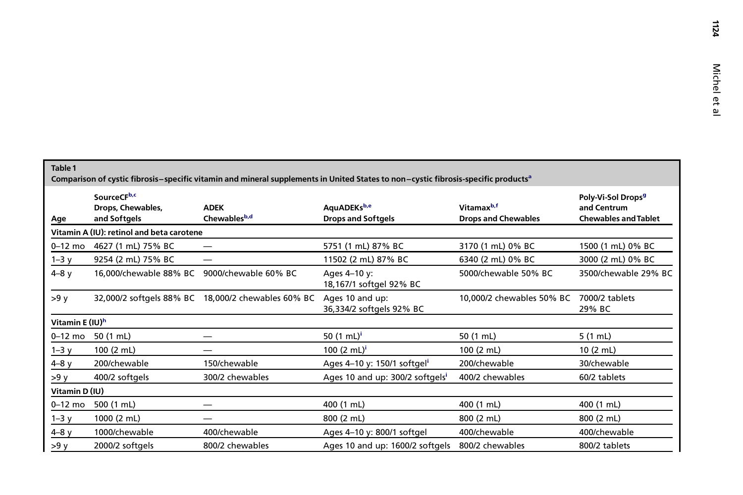**Table 1**
**Comparison of cystic fibrosis–specific vitamin and mineral supplements in United States to non–cystic fibrosis-specific products[a]**

| Age | SourceCF[b,c] Drops, Chewables, and Softgels | ADEK Chewables[b,d] | AquADEKs[b,e] Drops and Softgels | Vitamax[b,f] Drops and Chewables | Poly-Vi-Sol Drops[g] and Centrum Chewables and Tablet |
|---|---|---|---|---|---|
| **Vitamin A (IU): retinol and beta carotene** | | | | | |
| 0–12 mo | 4627 (1 mL) 75% BC | — | 5751 (1 mL) 87% BC | 3170 (1 mL) 0% BC | 1500 (1 mL) 0% BC |
| 1–3 y | 9254 (2 mL) 75% BC | — | 11502 (2 mL) 87% BC | 6340 (2 mL) 0% BC | 3000 (2 mL) 0% BC |
| 4–8 y | 16,000/chewable 88% BC | 9000/chewable 60% BC | Ages 4–10 y: 18,167/1 softgel 92% BC | 5000/chewable 50% BC | 3500/chewable 29% BC |
| >9 y | 32,000/2 softgels 88% BC | 18,000/2 chewables 60% BC | Ages 10 and up: 36,334/2 softgels 92% BC | 10,000/2 chewables 50% BC | 7000/2 tablets 29% BC |
| **Vitamin E (IU)[h]** | | | | | |
| 0–12 mo | 50 (1 mL) | — | 50 (1 mL)[i] | 50 (1 mL) | 5 (1 mL) |
| 1–3 y | 100 (2 mL) | — | 100 (2 mL)[i] | 100 (2 mL) | 10 (2 mL) |
| 4–8 y | 200/chewable | 150/chewable | Ages 4–10 y: 150/1 softgel[i] | 200/chewable | 30/chewable |
| >9 y | 400/2 softgels | 300/2 chewables | Ages 10 and up: 300/2 softgels[i] | 400/2 chewables | 60/2 tablets |
| **Vitamin D (IU)** | | | | | |
| 0–12 mo | 500 (1 mL) | — | 400 (1 mL) | 400 (1 mL) | 400 (1 mL) |
| 1–3 y | 1000 (2 mL) | — | 800 (2 mL) | 800 (2 mL) | 800 (2 mL) |
| 4–8 y | 1000/chewable | 400/chewable | Ages 4–10 y: 800/1 softgel | 400/chewable | 400/chewable |
| >9 y | 2000/2 softgels | 800/2 chewables | Ages 10 and up: 1600/2 softgels | 800/2 chewables | 800/2 tablets |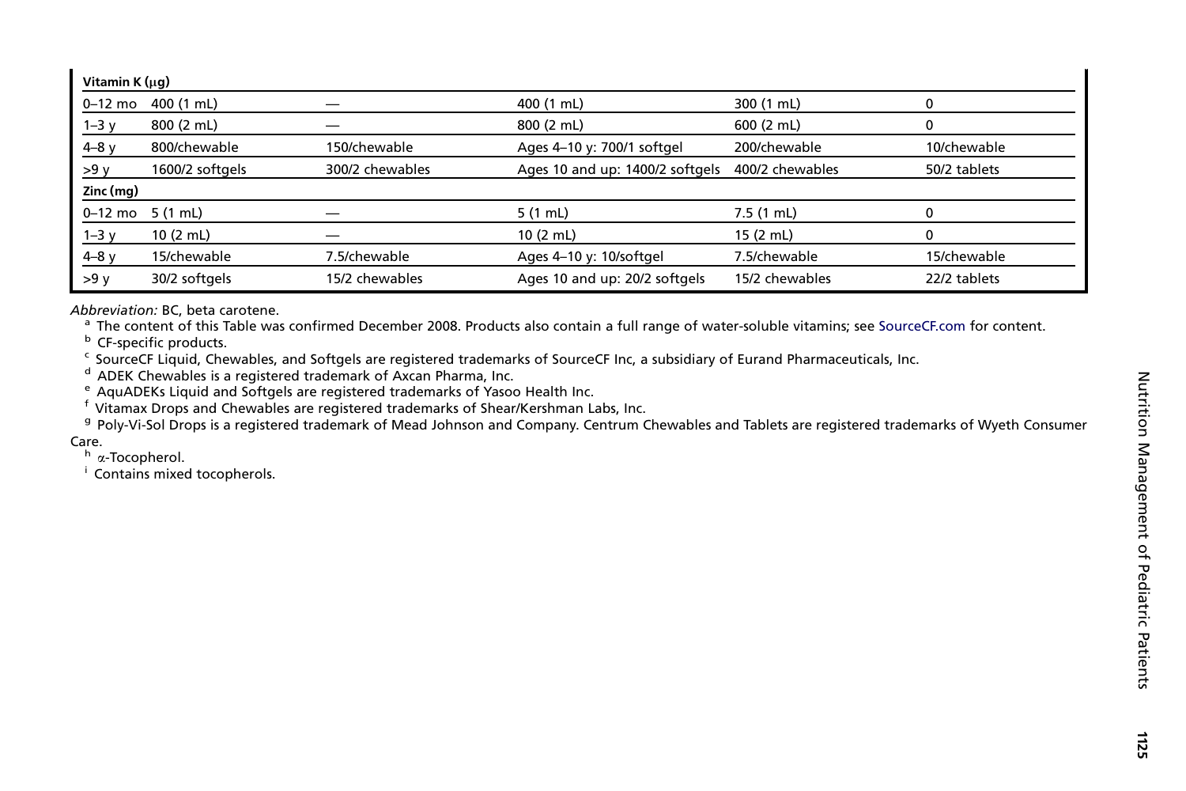| | | | | | |
|---|---|---|---|---|---|
| **Vitamin K (μg)** | | | | | |
| 0–12 mo | 400 (1 mL) | — | 400 (1 mL) | 300 (1 mL) | 0 |
| 1–3 y | 800 (2 mL) | — | 800 (2 mL) | 600 (2 mL) | 0 |
| 4–8 y | 800/chewable | 150/chewable | Ages 4–10 y: 700/1 softgel | 200/chewable | 10/chewable |
| >9 y | 1600/2 softgels | 300/2 chewables | Ages 10 and up: 1400/2 softgels | 400/2 chewables | 50/2 tablets |
| **Zinc (mg)** | | | | | |
| 0–12 mo | 5 (1 mL) | — | 5 (1 mL) | 7.5 (1 mL) | 0 |
| 1–3 y | 10 (2 mL) | — | 10 (2 mL) | 15 (2 mL) | 0 |
| 4–8 y | 15/chewable | 7.5/chewable | Ages 4–10 y: 10/softgel | 7.5/chewable | 15/chewable |
| >9 y | 30/2 softgels | 15/2 chewables | Ages 10 and up: 20/2 softgels | 15/2 chewables | 22/2 tablets |

*Abbreviation:* BC, beta carotene.

[a] The content of this Table was confirmed December 2008. Products also contain a full range of water-soluble vitamins; see SourceCF.com for content.

[b] CF-specific products.

[c] SourceCF Liquid, Chewables, and Softgels are registered trademarks of SourceCF Inc, a subsidiary of Eurand Pharmaceuticals, Inc.

[d] ADEK Chewables is a registered trademark of Axcan Pharma, Inc.

[e] AquADEKs Liquid and Softgels are registered trademarks of Yasoo Health Inc.

[f] Vitamax Drops and Chewables are registered trademarks of Shear/Kershman Labs, Inc.

[g] Poly-Vi-Sol Drops is a registered trademark of Mead Johnson and Company. Centrum Chewables and Tablets are registered trademarks of Wyeth Consumer Care.

[h] α-Tocopherol.

[i] Contains mixed tocopherols.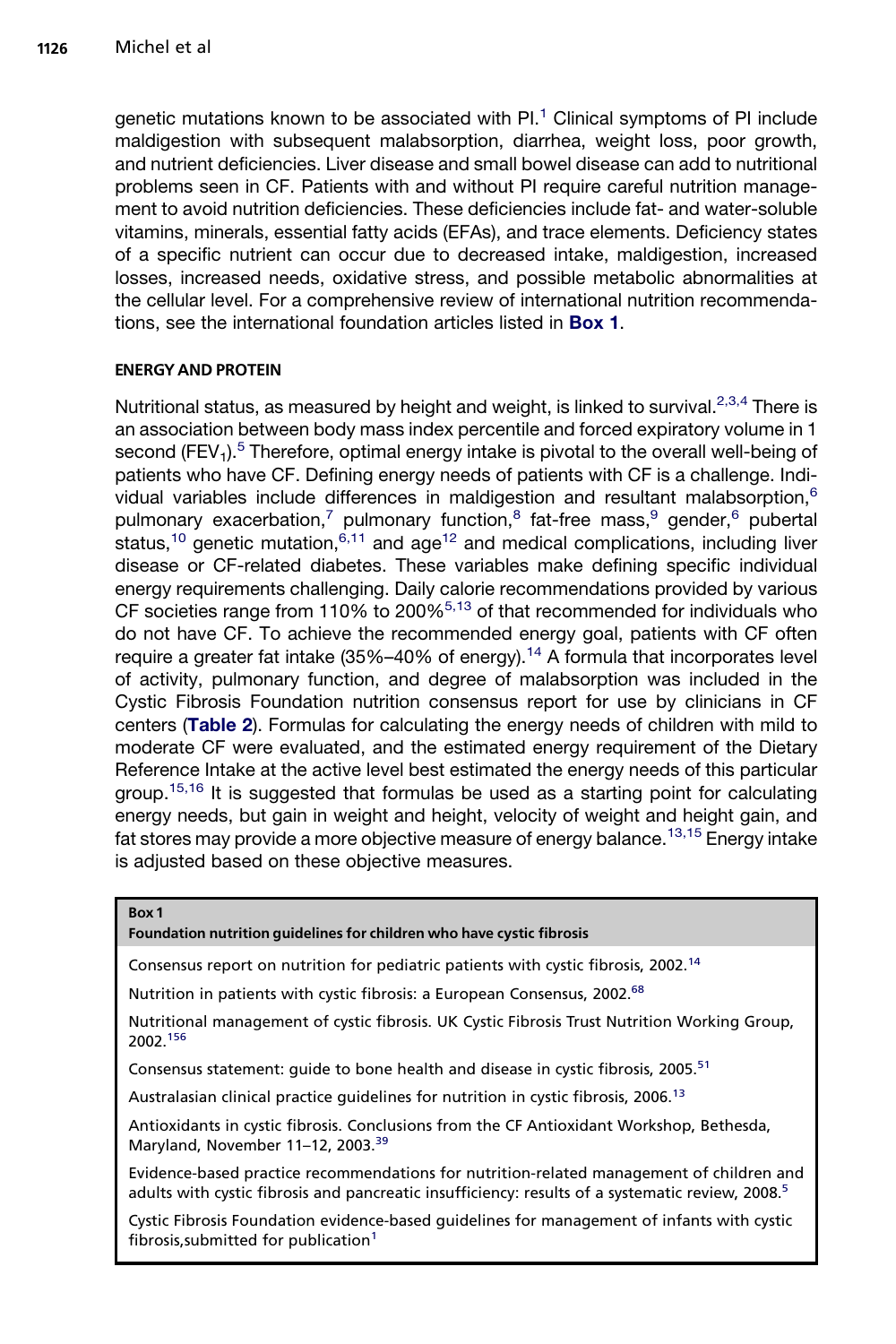genetic mutations known to be associated with PI.[1] Clinical symptoms of PI include maldigestion with subsequent malabsorption, diarrhea, weight loss, poor growth, and nutrient deficiencies. Liver disease and small bowel disease can add to nutritional problems seen in CF. Patients with and without PI require careful nutrition management to avoid nutrition deficiencies. These deficiencies include fat- and water-soluble vitamins, minerals, essential fatty acids (EFAs), and trace elements. Deficiency states of a specific nutrient can occur due to decreased intake, maldigestion, increased losses, increased needs, oxidative stress, and possible metabolic abnormalities at the cellular level. For a comprehensive review of international nutrition recommendations, see the international foundation articles listed in **Box 1**.

## ENERGY AND PROTEIN

Nutritional status, as measured by height and weight, is linked to survival.[2,3,4] There is an association between body mass index percentile and forced expiratory volume in 1 second ($FEV_1$).[5] Therefore, optimal energy intake is pivotal to the overall well-being of patients who have CF. Defining energy needs of patients with CF is a challenge. Individual variables include differences in maldigestion and resultant malabsorption,[6] pulmonary exacerbation,[7] pulmonary function,[8] fat-free mass,[9] gender,[6] pubertal status,[10] genetic mutation,[6,11] and age[12] and medical complications, including liver disease or CF-related diabetes. These variables make defining specific individual energy requirements challenging. Daily calorie recommendations provided by various CF societies range from 110% to 200%[5,13] of that recommended for individuals who do not have CF. To achieve the recommended energy goal, patients with CF often require a greater fat intake (35%–40% of energy).[14] A formula that incorporates level of activity, pulmonary function, and degree of malabsorption was included in the Cystic Fibrosis Foundation nutrition consensus report for use by clinicians in CF centers (**Table 2**). Formulas for calculating the energy needs of children with mild to moderate CF were evaluated, and the estimated energy requirement of the Dietary Reference Intake at the active level best estimated the energy needs of this particular group.[15,16] It is suggested that formulas be used as a starting point for calculating energy needs, but gain in weight and height, velocity of weight and height gain, and fat stores may provide a more objective measure of energy balance.[13,15] Energy intake is adjusted based on these objective measures.

**Box 1**
**Foundation nutrition guidelines for children who have cystic fibrosis**

Consensus report on nutrition for pediatric patients with cystic fibrosis, 2002.[14]

Nutrition in patients with cystic fibrosis: a European Consensus, 2002.[68]

Nutritional management of cystic fibrosis. UK Cystic Fibrosis Trust Nutrition Working Group, 2002.[156]

Consensus statement: guide to bone health and disease in cystic fibrosis, 2005.[51]

Australasian clinical practice guidelines for nutrition in cystic fibrosis, 2006.[13]

Antioxidants in cystic fibrosis. Conclusions from the CF Antioxidant Workshop, Bethesda, Maryland, November 11–12, 2003.[39]

Evidence-based practice recommendations for nutrition-related management of children and adults with cystic fibrosis and pancreatic insufficiency: results of a systematic review, 2008.[5]

Cystic Fibrosis Foundation evidence-based guidelines for management of infants with cystic fibrosis,submitted for publication[1]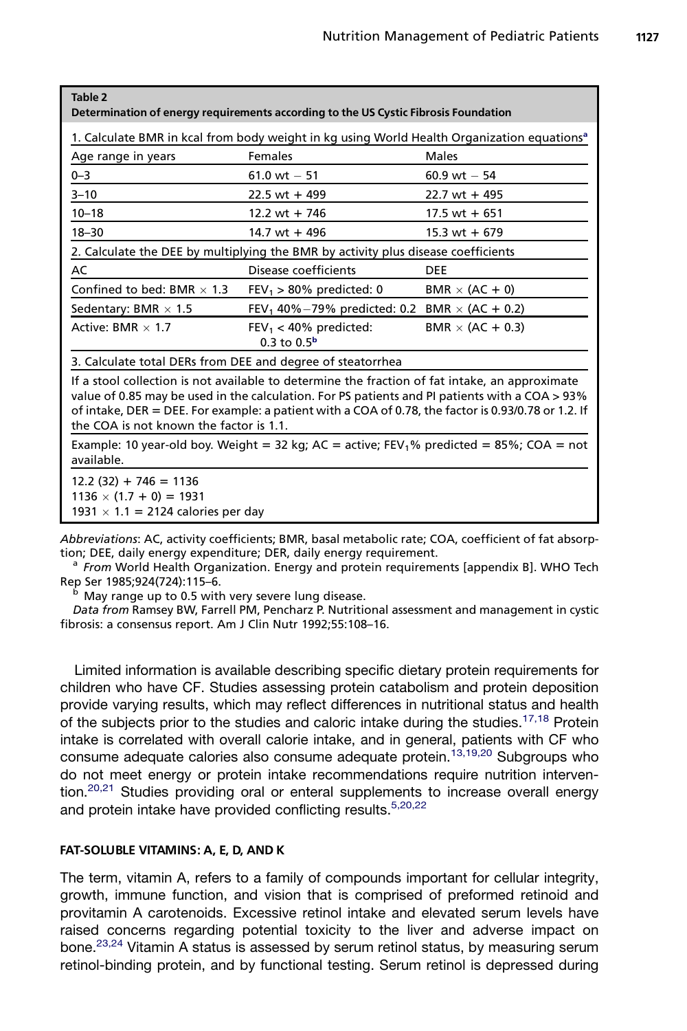**Table 2**
**Determination of energy requirements according to the US Cystic Fibrosis Foundation**

| 1. Calculate BMR in kcal from body weight in kg using World Health Organization equations[a] | | |
|---|---|---|
| Age range in years | Females | Males |
| 0–3 | 61.0 wt − 51 | 60.9 wt − 54 |
| 3–10 | 22.5 wt + 499 | 22.7 wt + 495 |
| 10–18 | 12.2 wt + 746 | 17.5 wt + 651 |
| 18–30 | 14.7 wt + 496 | 15.3 wt + 679 |
| **2. Calculate the DEE by multiplying the BMR by activity plus disease coefficients** | | |
| AC | Disease coefficients | DEE |
| Confined to bed: BMR × 1.3 | $FEV_1$ > 80% predicted: 0 | BMR × (AC + 0) |
| Sedentary: BMR × 1.5 | $FEV_1$ 40%−79% predicted: 0.2 | BMR × (AC + 0.2) |
| Active: BMR × 1.7 | $FEV_1$ < 40% predicted: 0.3 to 0.5[b] | BMR × (AC + 0.3) |
| **3. Calculate total DERs from DEE and degree of steatorrhea** | | |
| If a stool collection is not available to determine the fraction of fat intake, an approximate value of 0.85 may be used in the calculation. For PS patients and PI patients with a COA > 93% of intake, DER = DEE. For example: a patient with a COA of 0.78, the factor is 0.93/0.78 or 1.2. If the COA is not known the factor is 1.1. | | |
| Example: 10 year-old boy. Weight = 32 kg; AC = active; $FEV_1$% predicted = 85%; COA = not available. | | |
| 12.2 (32) + 746 = 1136<br>1136 × (1.7 + 0) = 1931<br>1931 × 1.1 = 2124 calories per day | | |

*Abbreviations*: AC, activity coefficients; BMR, basal metabolic rate; COA, coefficient of fat absorption; DEE, daily energy expenditure; DER, daily energy requirement.

[a] *From* World Health Organization. Energy and protein requirements [appendix B]. WHO Tech Rep Ser 1985;924(724):115–6.

[b] May range up to 0.5 with very severe lung disease.

*Data from* Ramsey BW, Farrell PM, Pencharz P. Nutritional assessment and management in cystic fibrosis: a consensus report. Am J Clin Nutr 1992;55:108–16.

Limited information is available describing specific dietary protein requirements for children who have CF. Studies assessing protein catabolism and protein deposition provide varying results, which may reflect differences in nutritional status and health of the subjects prior to the studies and caloric intake during the studies.[17,18] Protein intake is correlated with overall calorie intake, and in general, patients with CF who consume adequate calories also consume adequate protein.[13,19,20] Subgroups who do not meet energy or protein intake recommendations require nutrition intervention.[20,21] Studies providing oral or enteral supplements to increase overall energy and protein intake have provided conflicting results.[5,20,22]

## FAT-SOLUBLE VITAMINS: A, E, D, AND K

The term, vitamin A, refers to a family of compounds important for cellular integrity, growth, immune function, and vision that is comprised of preformed retinoid and provitamin A carotenoids. Excessive retinol intake and elevated serum levels have raised concerns regarding potential toxicity to the liver and adverse impact on bone.[23,24] Vitamin A status is assessed by serum retinol status, by measuring serum retinol-binding protein, and by functional testing. Serum retinol is depressed during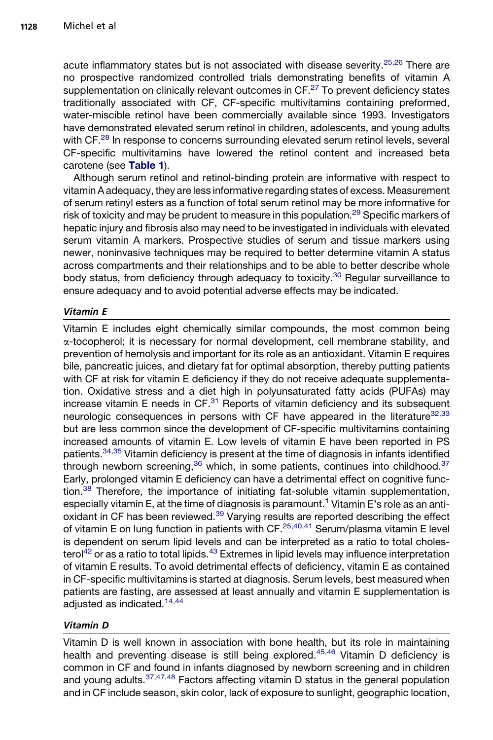acute inflammatory states but is not associated with disease severity.[25,26] There are no prospective randomized controlled trials demonstrating benefits of vitamin A supplementation on clinically relevant outcomes in CF.[27] To prevent deficiency states traditionally associated with CF, CF-specific multivitamins containing preformed, water-miscible retinol have been commercially available since 1993. Investigators have demonstrated elevated serum retinol in children, adolescents, and young adults with CF.[28] In response to concerns surrounding elevated serum retinol levels, several CF-specific multivitamins have lowered the retinol content and increased beta carotene (see **Table 1**).

Although serum retinol and retinol-binding protein are informative with respect to vitamin A adequacy, they are less informative regarding states of excess. Measurement of serum retinyl esters as a function of total serum retinol may be more informative for risk of toxicity and may be prudent to measure in this population.[29] Specific markers of hepatic injury and fibrosis also may need to be investigated in individuals with elevated serum vitamin A markers. Prospective studies of serum and tissue markers using newer, noninvasive techniques may be required to better determine vitamin A status across compartments and their relationships and to be able to better describe whole body status, from deficiency through adequacy to toxicity.[30] Regular surveillance to ensure adequacy and to avoid potential adverse effects may be indicated.

### *Vitamin E*

Vitamin E includes eight chemically similar compounds, the most common being $\alpha$-tocopherol; it is necessary for normal development, cell membrane stability, and prevention of hemolysis and important for its role as an antioxidant. Vitamin E requires bile, pancreatic juices, and dietary fat for optimal absorption, thereby putting patients with CF at risk for vitamin E deficiency if they do not receive adequate supplementation. Oxidative stress and a diet high in polyunsaturated fatty acids (PUFAs) may increase vitamin E needs in CF.[31] Reports of vitamin deficiency and its subsequent neurologic consequences in persons with CF have appeared in the literature[32,33] but are less common since the development of CF-specific multivitamins containing increased amounts of vitamin E. Low levels of vitamin E have been reported in PS patients.[34,35] Vitamin deficiency is present at the time of diagnosis in infants identified through newborn screening,[36] which, in some patients, continues into childhood.[37] Early, prolonged vitamin E deficiency can have a detrimental effect on cognitive function.[38] Therefore, the importance of initiating fat-soluble vitamin supplementation, especially vitamin E, at the time of diagnosis is paramount.[1] Vitamin E's role as an antioxidant in CF has been reviewed.[39] Varying results are reported describing the effect of vitamin E on lung function in patients with CF.[25,40,41] Serum/plasma vitamin E level is dependent on serum lipid levels and can be interpreted as a ratio to total cholesterol[42] or as a ratio to total lipids.[43] Extremes in lipid levels may influence interpretation of vitamin E results. To avoid detrimental effects of deficiency, vitamin E as contained in CF-specific multivitamins is started at diagnosis. Serum levels, best measured when patients are fasting, are assessed at least annually and vitamin E supplementation is adjusted as indicated.[14,44]

### *Vitamin D*

Vitamin D is well known in association with bone health, but its role in maintaining health and preventing disease is still being explored.[45,46] Vitamin D deficiency is common in CF and found in infants diagnosed by newborn screening and in children and young adults.[37,47,48] Factors affecting vitamin D status in the general population and in CF include season, skin color, lack of exposure to sunlight, geographic location,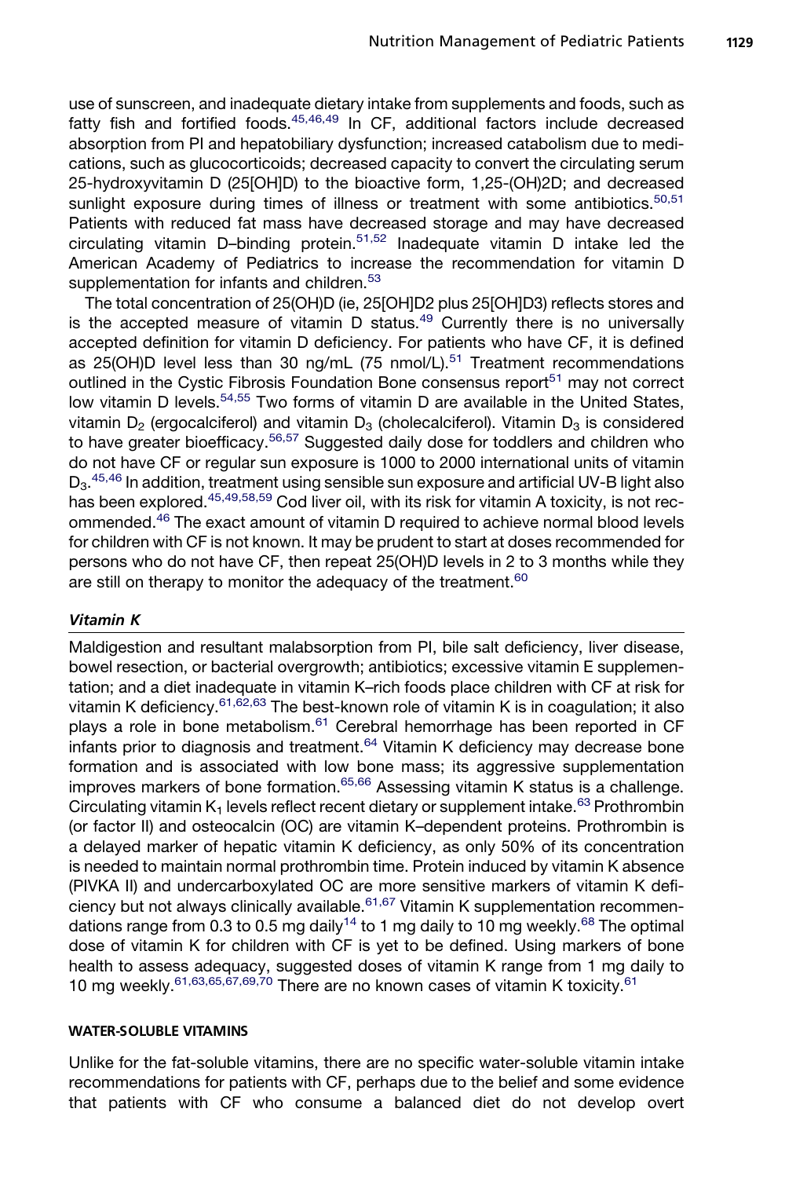use of sunscreen, and inadequate dietary intake from supplements and foods, such as fatty fish and fortified foods.[45,46,49] In CF, additional factors include decreased absorption from PI and hepatobiliary dysfunction; increased catabolism due to medications, such as glucocorticoids; decreased capacity to convert the circulating serum 25-hydroxyvitamin D (25[OH]D) to the bioactive form, 1,25-(OH)2D; and decreased sunlight exposure during times of illness or treatment with some antibiotics.[50,51] Patients with reduced fat mass have decreased storage and may have decreased circulating vitamin D–binding protein.[51,52] Inadequate vitamin D intake led the American Academy of Pediatrics to increase the recommendation for vitamin D supplementation for infants and children.[53]

The total concentration of 25(OH)D (ie, 25[OH]D2 plus 25[OH]D3) reflects stores and is the accepted measure of vitamin D status.[49] Currently there is no universally accepted definition for vitamin D deficiency. For patients who have CF, it is defined as 25(OH)D level less than 30 ng/mL (75 nmol/L).[51] Treatment recommendations outlined in the Cystic Fibrosis Foundation Bone consensus report[51] may not correct low vitamin D levels.[54,55] Two forms of vitamin D are available in the United States, vitamin $D_2$ (ergocalciferol) and vitamin $D_3$ (cholecalciferol). Vitamin $D_3$ is considered to have greater bioefficacy.[56,57] Suggested daily dose for toddlers and children who do not have CF or regular sun exposure is 1000 to 2000 international units of vitamin $D_3$.[45,46] In addition, treatment using sensible sun exposure and artificial UV-B light also has been explored.[45,49,58,59] Cod liver oil, with its risk for vitamin A toxicity, is not recommended.[46] The exact amount of vitamin D required to achieve normal blood levels for children with CF is not known. It may be prudent to start at doses recommended for persons who do not have CF, then repeat 25(OH)D levels in 2 to 3 months while they are still on therapy to monitor the adequacy of the treatment.[60]

### *Vitamin K*

Maldigestion and resultant malabsorption from PI, bile salt deficiency, liver disease, bowel resection, or bacterial overgrowth; antibiotics; excessive vitamin E supplementation; and a diet inadequate in vitamin K–rich foods place children with CF at risk for vitamin K deficiency.[61,62,63] The best-known role of vitamin K is in coagulation; it also plays a role in bone metabolism.[61] Cerebral hemorrhage has been reported in CF infants prior to diagnosis and treatment.[64] Vitamin K deficiency may decrease bone formation and is associated with low bone mass; its aggressive supplementation improves markers of bone formation.[65,66] Assessing vitamin K status is a challenge. Circulating vitamin $K_1$ levels reflect recent dietary or supplement intake.[63] Prothrombin (or factor II) and osteocalcin (OC) are vitamin K–dependent proteins. Prothrombin is a delayed marker of hepatic vitamin K deficiency, as only 50% of its concentration is needed to maintain normal prothrombin time. Protein induced by vitamin K absence (PIVKA II) and undercarboxylated OC are more sensitive markers of vitamin K deficiency but not always clinically available.[61,67] Vitamin K supplementation recommendations range from 0.3 to 0.5 mg daily[14] to 1 mg daily to 10 mg weekly.[68] The optimal dose of vitamin K for children with CF is yet to be defined. Using markers of bone health to assess adequacy, suggested doses of vitamin K range from 1 mg daily to 10 mg weekly.[61,63,65,67,69,70] There are no known cases of vitamin K toxicity.[61]

## WATER-SOLUBLE VITAMINS

Unlike for the fat-soluble vitamins, there are no specific water-soluble vitamin intake recommendations for patients with CF, perhaps due to the belief and some evidence that patients with CF who consume a balanced diet do not develop overt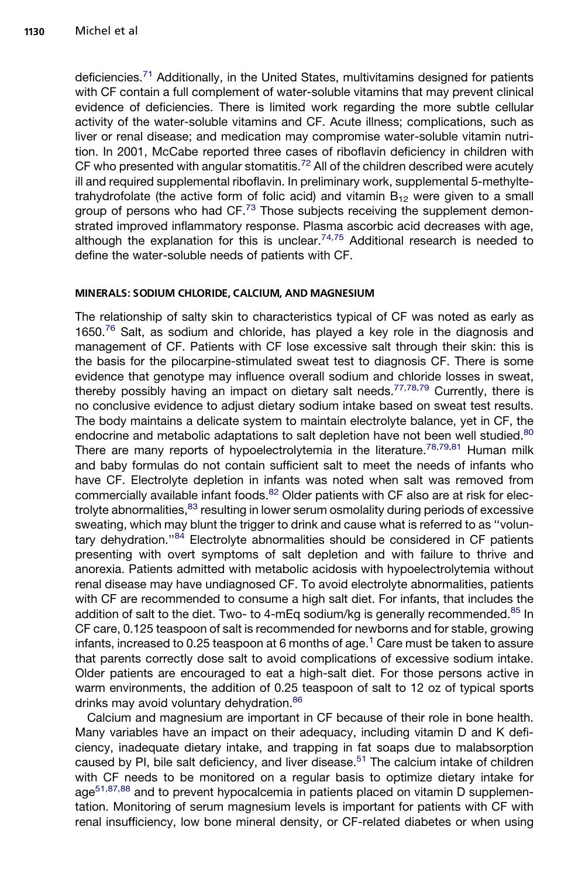deficiencies.[71] Additionally, in the United States, multivitamins designed for patients with CF contain a full complement of water-soluble vitamins that may prevent clinical evidence of deficiencies. There is limited work regarding the more subtle cellular activity of the water-soluble vitamins and CF. Acute illness; complications, such as liver or renal disease; and medication may compromise water-soluble vitamin nutrition. In 2001, McCabe reported three cases of riboflavin deficiency in children with CF who presented with angular stomatitis.[72] All of the children described were acutely ill and required supplemental riboflavin. In preliminary work, supplemental 5-methyltetrahydrofolate (the active form of folic acid) and vitamin $B_{12}$ were given to a small group of persons who had CF.[73] Those subjects receiving the supplement demonstrated improved inflammatory response. Plasma ascorbic acid decreases with age, although the explanation for this is unclear.[74,75] Additional research is needed to define the water-soluble needs of patients with CF.

## MINERALS: SODIUM CHLORIDE, CALCIUM, AND MAGNESIUM

The relationship of salty skin to characteristics typical of CF was noted as early as 1650.[76] Salt, as sodium and chloride, has played a key role in the diagnosis and management of CF. Patients with CF lose excessive salt through their skin: this is the basis for the pilocarpine-stimulated sweat test to diagnosis CF. There is some evidence that genotype may influence overall sodium and chloride losses in sweat, thereby possibly having an impact on dietary salt needs.[77,78,79] Currently, there is no conclusive evidence to adjust dietary sodium intake based on sweat test results. The body maintains a delicate system to maintain electrolyte balance, yet in CF, the endocrine and metabolic adaptations to salt depletion have not been well studied.[80] There are many reports of hypoelectrolytemia in the literature.[78,79,81] Human milk and baby formulas do not contain sufficient salt to meet the needs of infants who have CF. Electrolyte depletion in infants was noted when salt was removed from commercially available infant foods.[82] Older patients with CF also are at risk for electrolyte abnormalities,[83] resulting in lower serum osmolality during periods of excessive sweating, which may blunt the trigger to drink and cause what is referred to as "voluntary dehydration."[84] Electrolyte abnormalities should be considered in CF patients presenting with overt symptoms of salt depletion and with failure to thrive and anorexia. Patients admitted with metabolic acidosis with hypoelectrolytemia without renal disease may have undiagnosed CF. To avoid electrolyte abnormalities, patients with CF are recommended to consume a high salt diet. For infants, that includes the addition of salt to the diet. Two- to 4-mEq sodium/kg is generally recommended.[85] In CF care, 0.125 teaspoon of salt is recommended for newborns and for stable, growing infants, increased to 0.25 teaspoon at 6 months of age.[1] Care must be taken to assure that parents correctly dose salt to avoid complications of excessive sodium intake. Older patients are encouraged to eat a high-salt diet. For those persons active in warm environments, the addition of 0.25 teaspoon of salt to 12 oz of typical sports drinks may avoid voluntary dehydration.[86]

Calcium and magnesium are important in CF because of their role in bone health. Many variables have an impact on their adequacy, including vitamin D and K deficiency, inadequate dietary intake, and trapping in fat soaps due to malabsorption caused by PI, bile salt deficiency, and liver disease.[51] The calcium intake of children with CF needs to be monitored on a regular basis to optimize dietary intake for age[51,87,88] and to prevent hypocalcemia in patients placed on vitamin D supplementation. Monitoring of serum magnesium levels is important for patients with CF with renal insufficiency, low bone mineral density, or CF-related diabetes or when using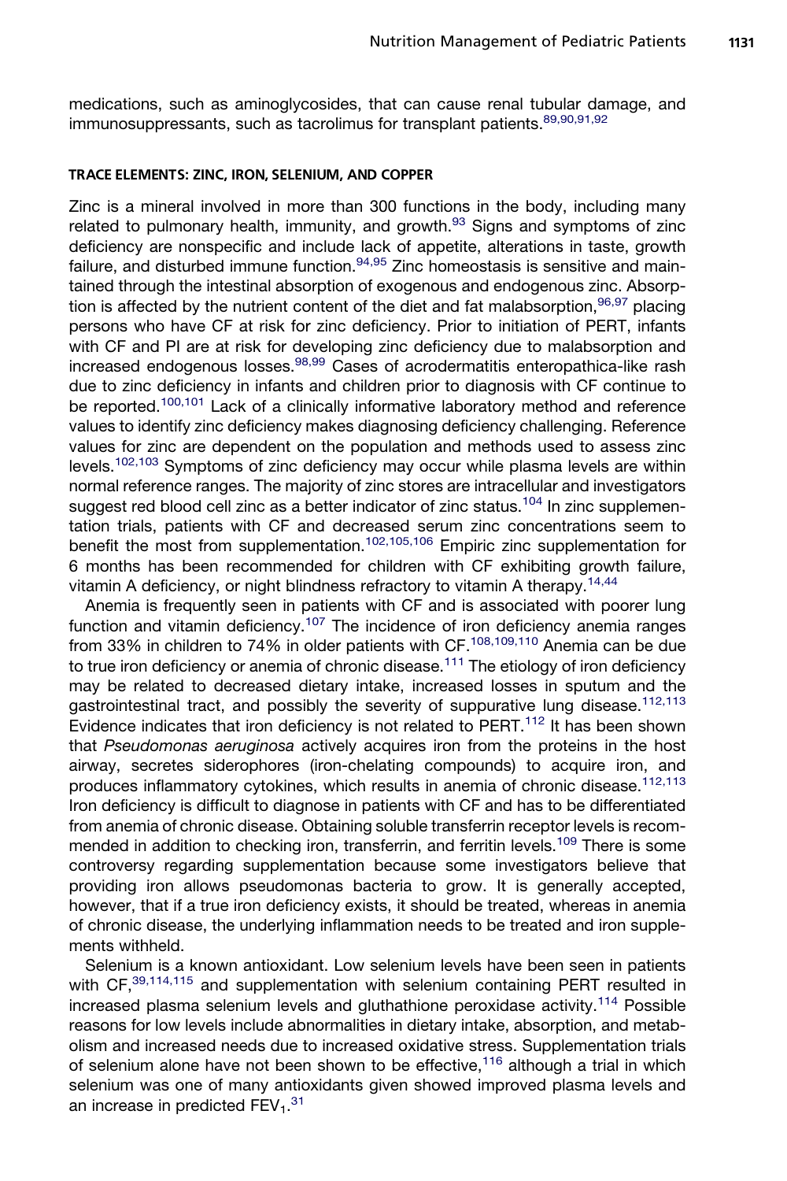medications, such as aminoglycosides, that can cause renal tubular damage, and immunosuppressants, such as tacrolimus for transplant patients.[89,90,91,92]

#### TRACE ELEMENTS: ZINC, IRON, SELENIUM, AND COPPER

Zinc is a mineral involved in more than 300 functions in the body, including many related to pulmonary health, immunity, and growth.[93] Signs and symptoms of zinc deficiency are nonspecific and include lack of appetite, alterations in taste, growth failure, and disturbed immune function.[94,95] Zinc homeostasis is sensitive and maintained through the intestinal absorption of exogenous and endogenous zinc. Absorption is affected by the nutrient content of the diet and fat malabsorption,[96,97] placing persons who have CF at risk for zinc deficiency. Prior to initiation of PERT, infants with CF and PI are at risk for developing zinc deficiency due to malabsorption and increased endogenous losses.[98,99] Cases of acrodermatitis enteropathica-like rash due to zinc deficiency in infants and children prior to diagnosis with CF continue to be reported.[100,101] Lack of a clinically informative laboratory method and reference values to identify zinc deficiency makes diagnosing deficiency challenging. Reference values for zinc are dependent on the population and methods used to assess zinc levels.[102,103] Symptoms of zinc deficiency may occur while plasma levels are within normal reference ranges. The majority of zinc stores are intracellular and investigators suggest red blood cell zinc as a better indicator of zinc status.[104] In zinc supplementation trials, patients with CF and decreased serum zinc concentrations seem to benefit the most from supplementation.[102,105,106] Empiric zinc supplementation for 6 months has been recommended for children with CF exhibiting growth failure, vitamin A deficiency, or night blindness refractory to vitamin A therapy.[14,44]

Anemia is frequently seen in patients with CF and is associated with poorer lung function and vitamin deficiency.[107] The incidence of iron deficiency anemia ranges from 33% in children to 74% in older patients with CF.[108,109,110] Anemia can be due to true iron deficiency or anemia of chronic disease.[111] The etiology of iron deficiency may be related to decreased dietary intake, increased losses in sputum and the gastrointestinal tract, and possibly the severity of suppurative lung disease.[112,113] Evidence indicates that iron deficiency is not related to PERT.[112] It has been shown that *Pseudomonas aeruginosa* actively acquires iron from the proteins in the host airway, secretes siderophores (iron-chelating compounds) to acquire iron, and produces inflammatory cytokines, which results in anemia of chronic disease.[112,113] Iron deficiency is difficult to diagnose in patients with CF and has to be differentiated from anemia of chronic disease. Obtaining soluble transferrin receptor levels is recommended in addition to checking iron, transferrin, and ferritin levels.[109] There is some controversy regarding supplementation because some investigators believe that providing iron allows pseudomonas bacteria to grow. It is generally accepted, however, that if a true iron deficiency exists, it should be treated, whereas in anemia of chronic disease, the underlying inflammation needs to be treated and iron supplements withheld.

Selenium is a known antioxidant. Low selenium levels have been seen in patients with CF,[39,114,115] and supplementation with selenium containing PERT resulted in increased plasma selenium levels and gluthathione peroxidase activity.[114] Possible reasons for low levels include abnormalities in dietary intake, absorption, and metabolism and increased needs due to increased oxidative stress. Supplementation trials of selenium alone have not been shown to be effective,[116] although a trial in which selenium was one of many antioxidants given showed improved plasma levels and an increase in predicted $FEV_1$.[31]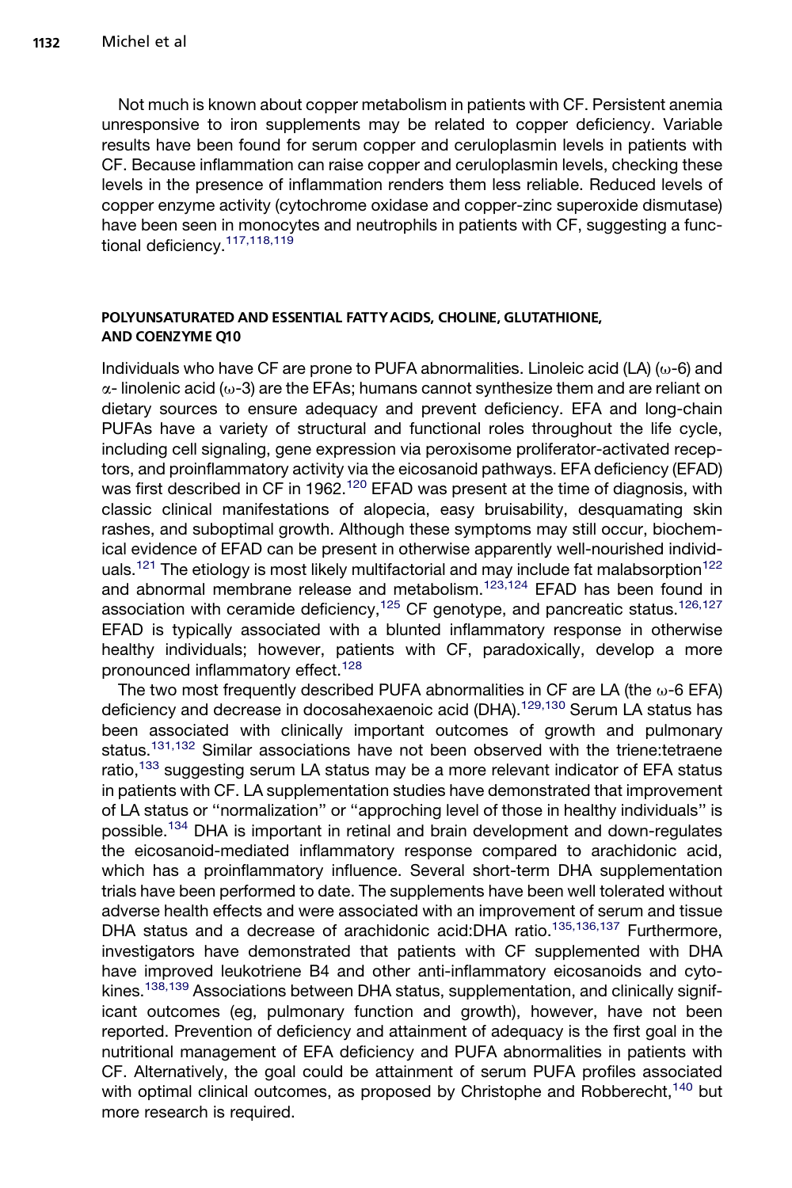Not much is known about copper metabolism in patients with CF. Persistent anemia unresponsive to iron supplements may be related to copper deficiency. Variable results have been found for serum copper and ceruloplasmin levels in patients with CF. Because inflammation can raise copper and ceruloplasmin levels, checking these levels in the presence of inflammation renders them less reliable. Reduced levels of copper enzyme activity (cytochrome oxidase and copper-zinc superoxide dismutase) have been seen in monocytes and neutrophils in patients with CF, suggesting a functional deficiency.[117,118,119]

## POLYUNSATURATED AND ESSENTIAL FATTY ACIDS, CHOLINE, GLUTATHIONE, AND COENZYME Q10

Individuals who have CF are prone to PUFA abnormalities. Linoleic acid (LA) (ω-6) and α- linolenic acid (ω-3) are the EFAs; humans cannot synthesize them and are reliant on dietary sources to ensure adequacy and prevent deficiency. EFA and long-chain PUFAs have a variety of structural and functional roles throughout the life cycle, including cell signaling, gene expression via peroxisome proliferator-activated receptors, and proinflammatory activity via the eicosanoid pathways. EFA deficiency (EFAD) was first described in CF in 1962.[120] EFAD was present at the time of diagnosis, with classic clinical manifestations of alopecia, easy bruisability, desquamating skin rashes, and suboptimal growth. Although these symptoms may still occur, biochemical evidence of EFAD can be present in otherwise apparently well-nourished individuals.[121] The etiology is most likely multifactorial and may include fat malabsorption[122] and abnormal membrane release and metabolism.[123,124] EFAD has been found in association with ceramide deficiency,[125] CF genotype, and pancreatic status.[126,127] EFAD is typically associated with a blunted inflammatory response in otherwise healthy individuals; however, patients with CF, paradoxically, develop a more pronounced inflammatory effect.[128]

The two most frequently described PUFA abnormalities in CF are LA (the ω-6 EFA) deficiency and decrease in docosahexaenoic acid (DHA).[129,130] Serum LA status has been associated with clinically important outcomes of growth and pulmonary status.[131,132] Similar associations have not been observed with the triene:tetraene ratio,[133] suggesting serum LA status may be a more relevant indicator of EFA status in patients with CF. LA supplementation studies have demonstrated that improvement of LA status or ''normalization'' or ''approching level of those in healthy individuals'' is possible.[134] DHA is important in retinal and brain development and down-regulates the eicosanoid-mediated inflammatory response compared to arachidonic acid, which has a proinflammatory influence. Several short-term DHA supplementation trials have been performed to date. The supplements have been well tolerated without adverse health effects and were associated with an improvement of serum and tissue DHA status and a decrease of arachidonic acid:DHA ratio.[135,136,137] Furthermore, investigators have demonstrated that patients with CF supplemented with DHA have improved leukotriene B4 and other anti-inflammatory eicosanoids and cytokines.[138,139] Associations between DHA status, supplementation, and clinically significant outcomes (eg, pulmonary function and growth), however, have not been reported. Prevention of deficiency and attainment of adequacy is the first goal in the nutritional management of EFA deficiency and PUFA abnormalities in patients with CF. Alternatively, the goal could be attainment of serum PUFA profiles associated with optimal clinical outcomes, as proposed by Christophe and Robberecht,[140] but more research is required.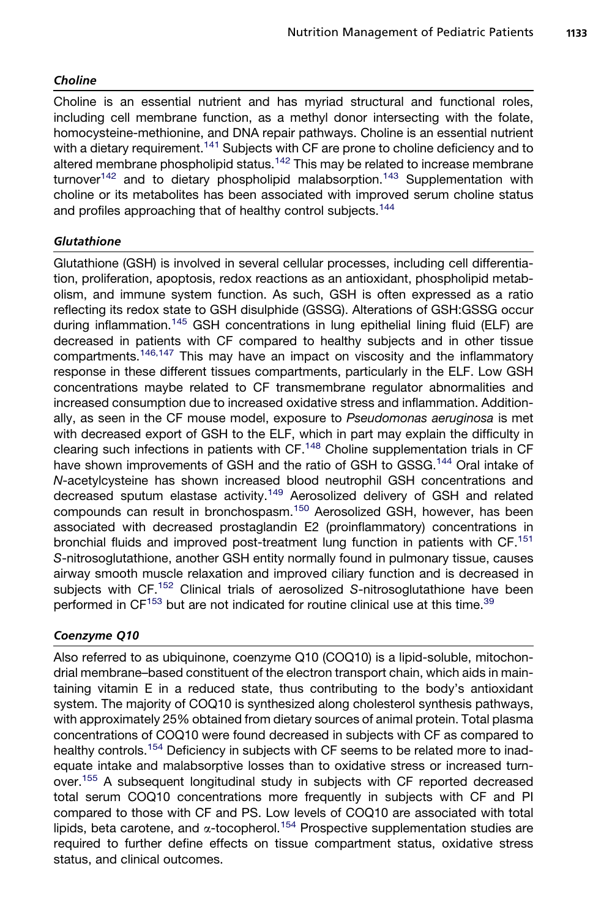### *Choline*

Choline is an essential nutrient and has myriad structural and functional roles, including cell membrane function, as a methyl donor intersecting with the folate, homocysteine-methionine, and DNA repair pathways. Choline is an essential nutrient with a dietary requirement.[141] Subjects with CF are prone to choline deficiency and to altered membrane phospholipid status.[142] This may be related to increase membrane turnover[142] and to dietary phospholipid malabsorption.[143] Supplementation with choline or its metabolites has been associated with improved serum choline status and profiles approaching that of healthy control subjects.[144]

### *Glutathione*

Glutathione (GSH) is involved in several cellular processes, including cell differentiation, proliferation, apoptosis, redox reactions as an antioxidant, phospholipid metabolism, and immune system function. As such, GSH is often expressed as a ratio reflecting its redox state to GSH disulphide (GSSG). Alterations of GSH:GSSG occur during inflammation.[145] GSH concentrations in lung epithelial lining fluid (ELF) are decreased in patients with CF compared to healthy subjects and in other tissue compartments.[146,147] This may have an impact on viscosity and the inflammatory response in these different tissues compartments, particularly in the ELF. Low GSH concentrations maybe related to CF transmembrane regulator abnormalities and increased consumption due to increased oxidative stress and inflammation. Additionally, as seen in the CF mouse model, exposure to *Pseudomonas aeruginosa* is met with decreased export of GSH to the ELF, which in part may explain the difficulty in clearing such infections in patients with CF.[148] Choline supplementation trials in CF have shown improvements of GSH and the ratio of GSH to GSSG.[144] Oral intake of *N*-acetylcysteine has shown increased blood neutrophil GSH concentrations and decreased sputum elastase activity.[149] Aerosolized delivery of GSH and related compounds can result in bronchospasm.[150] Aerosolized GSH, however, has been associated with decreased prostaglandin E2 (proinflammatory) concentrations in bronchial fluids and improved post-treatment lung function in patients with CF.[151] *S*-nitrosoglutathione, another GSH entity normally found in pulmonary tissue, causes airway smooth muscle relaxation and improved ciliary function and is decreased in subjects with CF.[152] Clinical trials of aerosolized *S*-nitrosoglutathione have been performed in CF[153] but are not indicated for routine clinical use at this time.[39]

### *Coenzyme Q10*

Also referred to as ubiquinone, coenzyme Q10 (COQ10) is a lipid-soluble, mitochondrial membrane–based constituent of the electron transport chain, which aids in maintaining vitamin E in a reduced state, thus contributing to the body's antioxidant system. The majority of COQ10 is synthesized along cholesterol synthesis pathways, with approximately 25% obtained from dietary sources of animal protein. Total plasma concentrations of COQ10 were found decreased in subjects with CF as compared to healthy controls.[154] Deficiency in subjects with CF seems to be related more to inadequate intake and malabsorptive losses than to oxidative stress or increased turnover.[155] A subsequent longitudinal study in subjects with CF reported decreased total serum COQ10 concentrations more frequently in subjects with CF and PI compared to those with CF and PS. Low levels of COQ10 are associated with total lipids, beta carotene, and $\alpha$-tocopherol.[154] Prospective supplementation studies are required to further define effects on tissue compartment status, oxidative stress status, and clinical outcomes.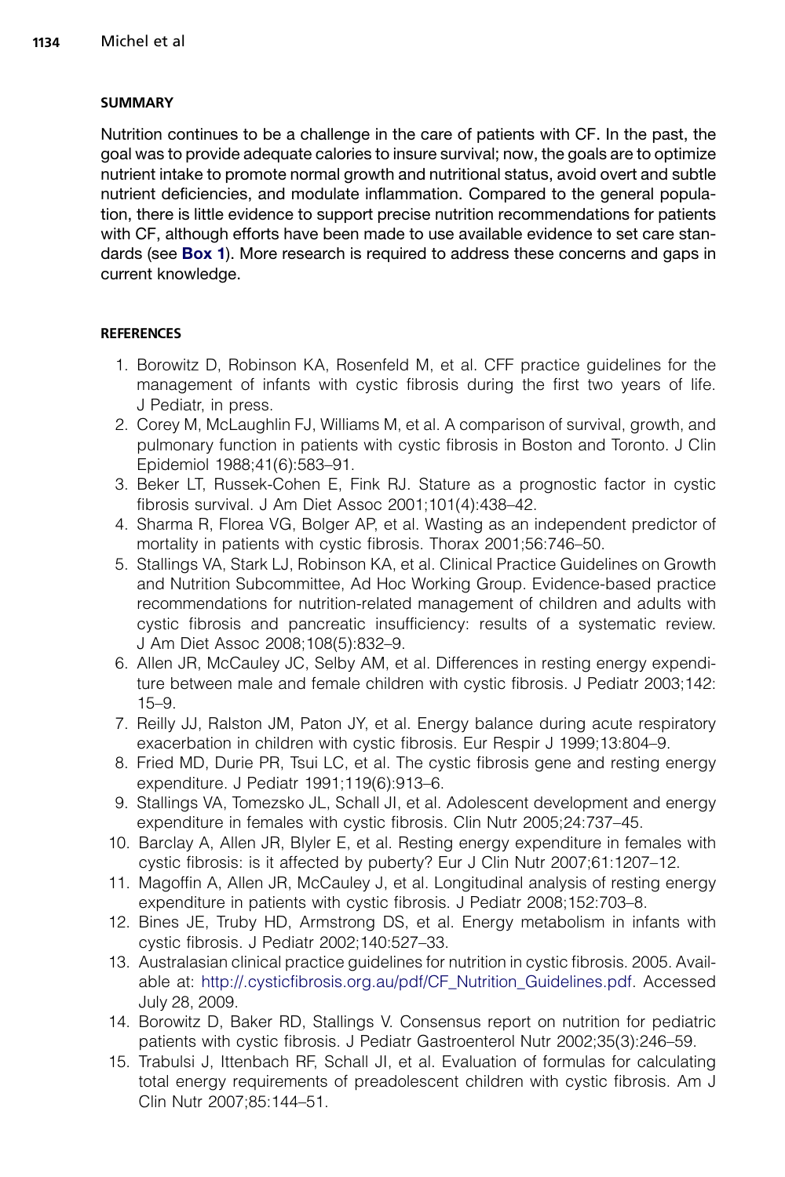## SUMMARY

Nutrition continues to be a challenge in the care of patients with CF. In the past, the goal was to provide adequate calories to insure survival; now, the goals are to optimize nutrient intake to promote normal growth and nutritional status, avoid overt and subtle nutrient deficiencies, and modulate inflammation. Compared to the general population, there is little evidence to support precise nutrition recommendations for patients with CF, although efforts have been made to use available evidence to set care standards (see **Box 1**). More research is required to address these concerns and gaps in current knowledge.

## REFERENCES

1. Borowitz D, Robinson KA, Rosenfeld M, et al. CFF practice guidelines for the management of infants with cystic fibrosis during the first two years of life. J Pediatr, in press.
2. Corey M, McLaughlin FJ, Williams M, et al. A comparison of survival, growth, and pulmonary function in patients with cystic fibrosis in Boston and Toronto. J Clin Epidemiol 1988;41(6):583–91.
3. Beker LT, Russek-Cohen E, Fink RJ. Stature as a prognostic factor in cystic fibrosis survival. J Am Diet Assoc 2001;101(4):438–42.
4. Sharma R, Florea VG, Bolger AP, et al. Wasting as an independent predictor of mortality in patients with cystic fibrosis. Thorax 2001;56:746–50.
5. Stallings VA, Stark LJ, Robinson KA, et al. Clinical Practice Guidelines on Growth and Nutrition Subcommittee, Ad Hoc Working Group. Evidence-based practice recommendations for nutrition-related management of children and adults with cystic fibrosis and pancreatic insufficiency: results of a systematic review. J Am Diet Assoc 2008;108(5):832–9.
6. Allen JR, McCauley JC, Selby AM, et al. Differences in resting energy expenditure between male and female children with cystic fibrosis. J Pediatr 2003;142:15–9.
7. Reilly JJ, Ralston JM, Paton JY, et al. Energy balance during acute respiratory exacerbation in children with cystic fibrosis. Eur Respir J 1999;13:804–9.
8. Fried MD, Durie PR, Tsui LC, et al. The cystic fibrosis gene and resting energy expenditure. J Pediatr 1991;119(6):913–6.
9. Stallings VA, Tomezsko JL, Schall JI, et al. Adolescent development and energy expenditure in females with cystic fibrosis. Clin Nutr 2005;24:737–45.
10. Barclay A, Allen JR, Blyler E, et al. Resting energy expenditure in females with cystic fibrosis: is it affected by puberty? Eur J Clin Nutr 2007;61:1207–12.
11. Magoffin A, Allen JR, McCauley J, et al. Longitudinal analysis of resting energy expenditure in patients with cystic fibrosis. J Pediatr 2008;152:703–8.
12. Bines JE, Truby HD, Armstrong DS, et al. Energy metabolism in infants with cystic fibrosis. J Pediatr 2002;140:527–33.
13. Australasian clinical practice guidelines for nutrition in cystic fibrosis. 2005. Available at: http://.cysticfibrosis.org.au/pdf/CF_Nutrition_Guidelines.pdf. Accessed July 28, 2009.
14. Borowitz D, Baker RD, Stallings V. Consensus report on nutrition for pediatric patients with cystic fibrosis. J Pediatr Gastroenterol Nutr 2002;35(3):246–59.
15. Trabulsi J, Ittenbach RF, Schall JI, et al. Evaluation of formulas for calculating total energy requirements of preadolescent children with cystic fibrosis. Am J Clin Nutr 2007;85:144–51.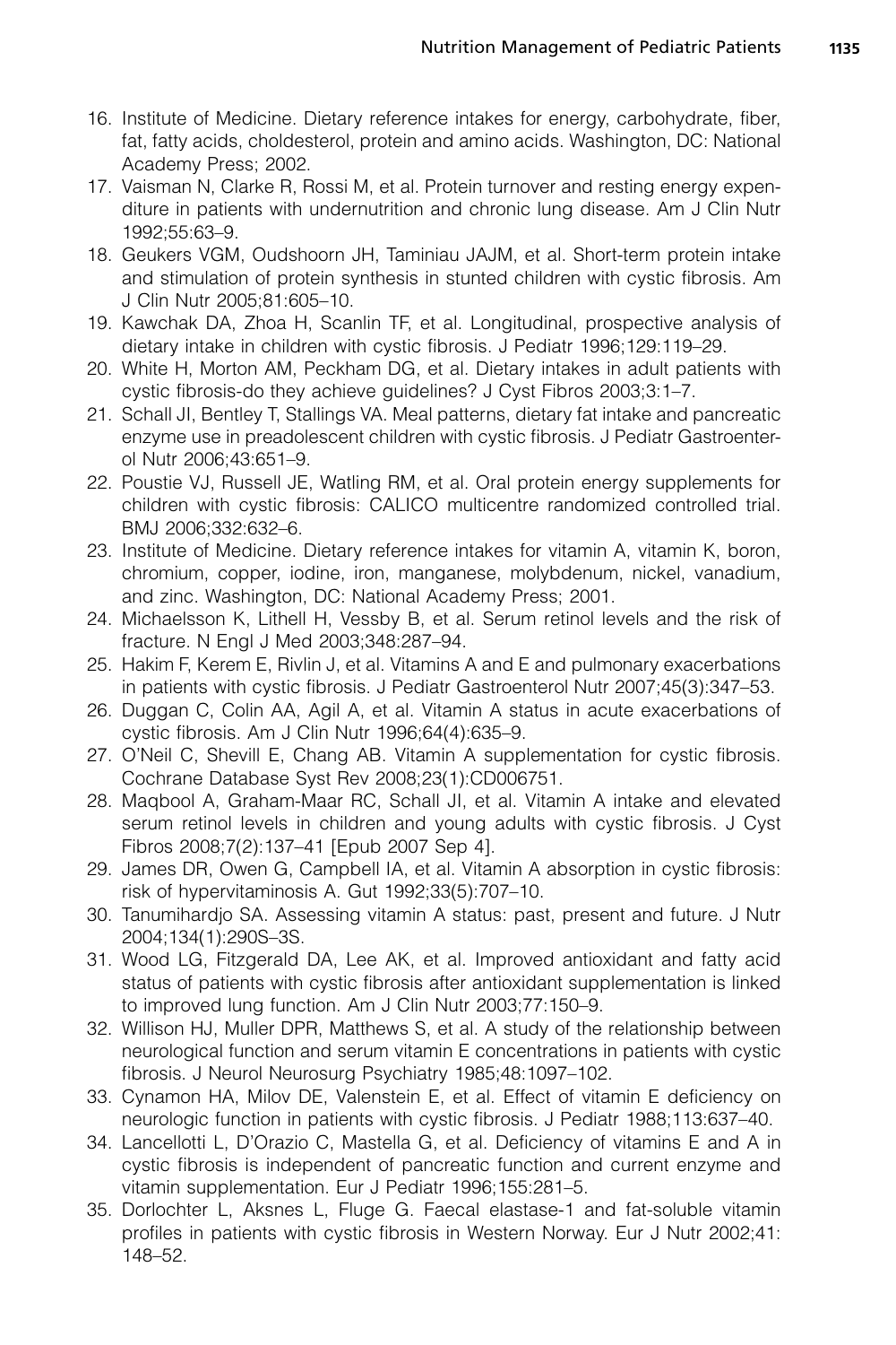16. Institute of Medicine. Dietary reference intakes for energy, carbohydrate, fiber, fat, fatty acids, choldesterol, protein and amino acids. Washington, DC: National Academy Press; 2002.
17. Vaisman N, Clarke R, Rossi M, et al. Protein turnover and resting energy expenditure in patients with undernutrition and chronic lung disease. Am J Clin Nutr 1992;55:63–9.
18. Geukers VGM, Oudshoorn JH, Taminiau JAJM, et al. Short-term protein intake and stimulation of protein synthesis in stunted children with cystic fibrosis. Am J Clin Nutr 2005;81:605–10.
19. Kawchak DA, Zhoa H, Scanlin TF, et al. Longitudinal, prospective analysis of dietary intake in children with cystic fibrosis. J Pediatr 1996;129:119–29.
20. White H, Morton AM, Peckham DG, et al. Dietary intakes in adult patients with cystic fibrosis-do they achieve guidelines? J Cyst Fibros 2003;3:1–7.
21. Schall JI, Bentley T, Stallings VA. Meal patterns, dietary fat intake and pancreatic enzyme use in preadolescent children with cystic fibrosis. J Pediatr Gastroenterol Nutr 2006;43:651–9.
22. Poustie VJ, Russell JE, Watling RM, et al. Oral protein energy supplements for children with cystic fibrosis: CALICO multicentre randomized controlled trial. BMJ 2006;332:632–6.
23. Institute of Medicine. Dietary reference intakes for vitamin A, vitamin K, boron, chromium, copper, iodine, iron, manganese, molybdenum, nickel, vanadium, and zinc. Washington, DC: National Academy Press; 2001.
24. Michaelsson K, Lithell H, Vessby B, et al. Serum retinol levels and the risk of fracture. N Engl J Med 2003;348:287–94.
25. Hakim F, Kerem E, Rivlin J, et al. Vitamins A and E and pulmonary exacerbations in patients with cystic fibrosis. J Pediatr Gastroenterol Nutr 2007;45(3):347–53.
26. Duggan C, Colin AA, Agil A, et al. Vitamin A status in acute exacerbations of cystic fibrosis. Am J Clin Nutr 1996;64(4):635–9.
27. O'Neil C, Shevill E, Chang AB. Vitamin A supplementation for cystic fibrosis. Cochrane Database Syst Rev 2008;23(1):CD006751.
28. Maqbool A, Graham-Maar RC, Schall JI, et al. Vitamin A intake and elevated serum retinol levels in children and young adults with cystic fibrosis. J Cyst Fibros 2008;7(2):137–41 [Epub 2007 Sep 4].
29. James DR, Owen G, Campbell IA, et al. Vitamin A absorption in cystic fibrosis: risk of hypervitaminosis A. Gut 1992;33(5):707–10.
30. Tanumihardjo SA. Assessing vitamin A status: past, present and future. J Nutr 2004;134(1):290S–3S.
31. Wood LG, Fitzgerald DA, Lee AK, et al. Improved antioxidant and fatty acid status of patients with cystic fibrosis after antioxidant supplementation is linked to improved lung function. Am J Clin Nutr 2003;77:150–9.
32. Willison HJ, Muller DPR, Matthews S, et al. A study of the relationship between neurological function and serum vitamin E concentrations in patients with cystic fibrosis. J Neurol Neurosurg Psychiatry 1985;48:1097–102.
33. Cynamon HA, Milov DE, Valenstein E, et al. Effect of vitamin E deficiency on neurologic function in patients with cystic fibrosis. J Pediatr 1988;113:637–40.
34. Lancellotti L, D'Orazio C, Mastella G, et al. Deficiency of vitamins E and A in cystic fibrosis is independent of pancreatic function and current enzyme and vitamin supplementation. Eur J Pediatr 1996;155:281–5.
35. Dorlochter L, Aksnes L, Fluge G. Faecal elastase-1 and fat-soluble vitamin profiles in patients with cystic fibrosis in Western Norway. Eur J Nutr 2002;41: 148–52.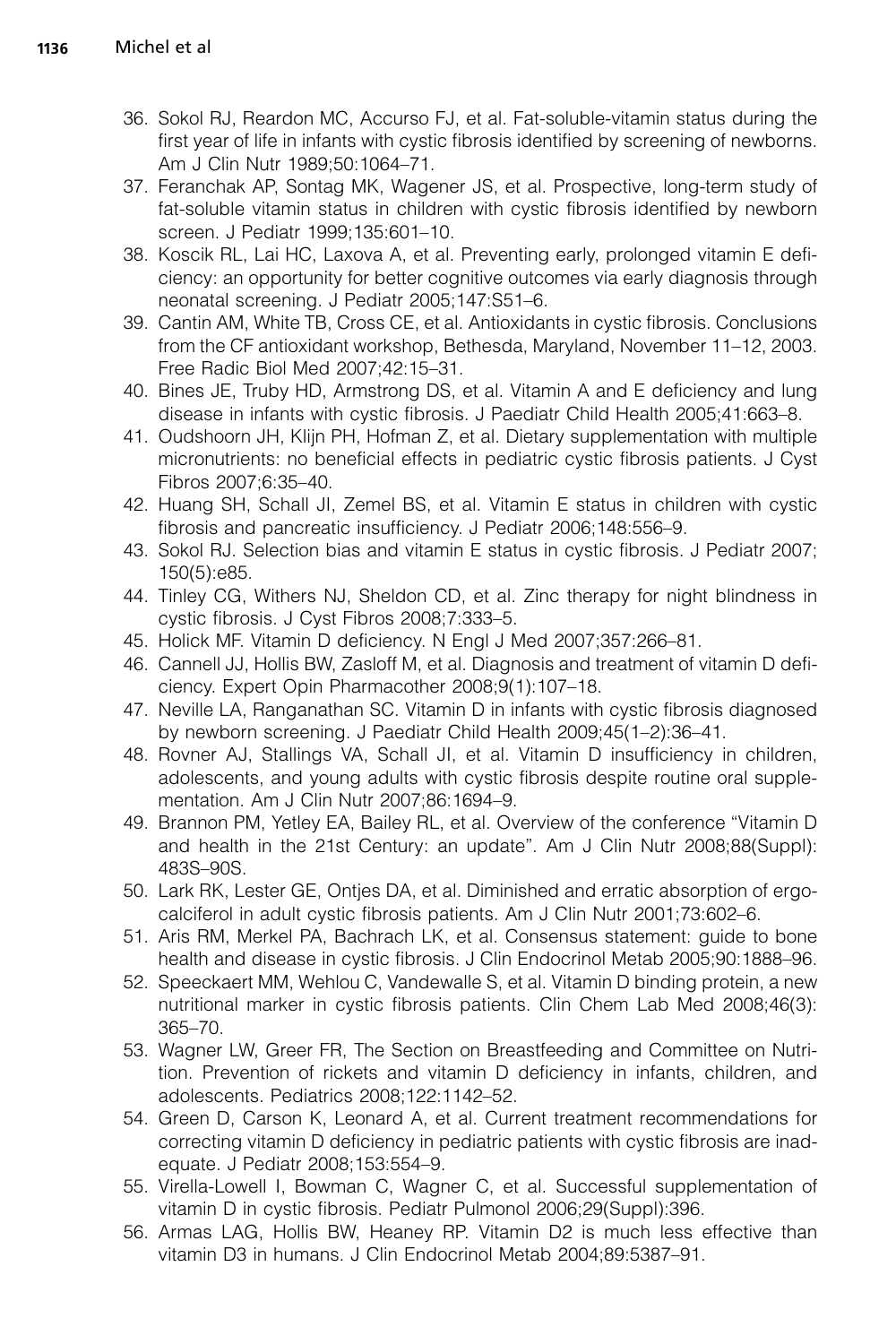36. Sokol RJ, Reardon MC, Accurso FJ, et al. Fat-soluble-vitamin status during the first year of life in infants with cystic fibrosis identified by screening of newborns. Am J Clin Nutr 1989;50:1064–71.
37. Feranchak AP, Sontag MK, Wagener JS, et al. Prospective, long-term study of fat-soluble vitamin status in children with cystic fibrosis identified by newborn screen. J Pediatr 1999;135:601–10.
38. Koscik RL, Lai HC, Laxova A, et al. Preventing early, prolonged vitamin E deficiency: an opportunity for better cognitive outcomes via early diagnosis through neonatal screening. J Pediatr 2005;147:S51–6.
39. Cantin AM, White TB, Cross CE, et al. Antioxidants in cystic fibrosis. Conclusions from the CF antioxidant workshop, Bethesda, Maryland, November 11–12, 2003. Free Radic Biol Med 2007;42:15–31.
40. Bines JE, Truby HD, Armstrong DS, et al. Vitamin A and E deficiency and lung disease in infants with cystic fibrosis. J Paediatr Child Health 2005;41:663–8.
41. Oudshoorn JH, Klijn PH, Hofman Z, et al. Dietary supplementation with multiple micronutrients: no beneficial effects in pediatric cystic fibrosis patients. J Cyst Fibros 2007;6:35–40.
42. Huang SH, Schall JI, Zemel BS, et al. Vitamin E status in children with cystic fibrosis and pancreatic insufficiency. J Pediatr 2006;148:556–9.
43. Sokol RJ. Selection bias and vitamin E status in cystic fibrosis. J Pediatr 2007;150(5):e85.
44. Tinley CG, Withers NJ, Sheldon CD, et al. Zinc therapy for night blindness in cystic fibrosis. J Cyst Fibros 2008;7:333–5.
45. Holick MF. Vitamin D deficiency. N Engl J Med 2007;357:266–81.
46. Cannell JJ, Hollis BW, Zasloff M, et al. Diagnosis and treatment of vitamin D deficiency. Expert Opin Pharmacother 2008;9(1):107–18.
47. Neville LA, Ranganathan SC. Vitamin D in infants with cystic fibrosis diagnosed by newborn screening. J Paediatr Child Health 2009;45(1–2):36–41.
48. Rovner AJ, Stallings VA, Schall JI, et al. Vitamin D insufficiency in children, adolescents, and young adults with cystic fibrosis despite routine oral supplementation. Am J Clin Nutr 2007;86:1694–9.
49. Brannon PM, Yetley EA, Bailey RL, et al. Overview of the conference "Vitamin D and health in the 21st Century: an update". Am J Clin Nutr 2008;88(Suppl):483S–90S.
50. Lark RK, Lester GE, Ontjes DA, et al. Diminished and erratic absorption of ergocalciferol in adult cystic fibrosis patients. Am J Clin Nutr 2001;73:602–6.
51. Aris RM, Merkel PA, Bachrach LK, et al. Consensus statement: guide to bone health and disease in cystic fibrosis. J Clin Endocrinol Metab 2005;90:1888–96.
52. Speeckaert MM, Wehlou C, Vandewalle S, et al. Vitamin D binding protein, a new nutritional marker in cystic fibrosis patients. Clin Chem Lab Med 2008;46(3):365–70.
53. Wagner LW, Greer FR, The Section on Breastfeeding and Committee on Nutrition. Prevention of rickets and vitamin D deficiency in infants, children, and adolescents. Pediatrics 2008;122:1142–52.
54. Green D, Carson K, Leonard A, et al. Current treatment recommendations for correcting vitamin D deficiency in pediatric patients with cystic fibrosis are inadequate. J Pediatr 2008;153:554–9.
55. Virella-Lowell I, Bowman C, Wagner C, et al. Successful supplementation of vitamin D in cystic fibrosis. Pediatr Pulmonol 2006;29(Suppl):396.
56. Armas LAG, Hollis BW, Heaney RP. Vitamin D2 is much less effective than vitamin D3 in humans. J Clin Endocrinol Metab 2004;89:5387–91.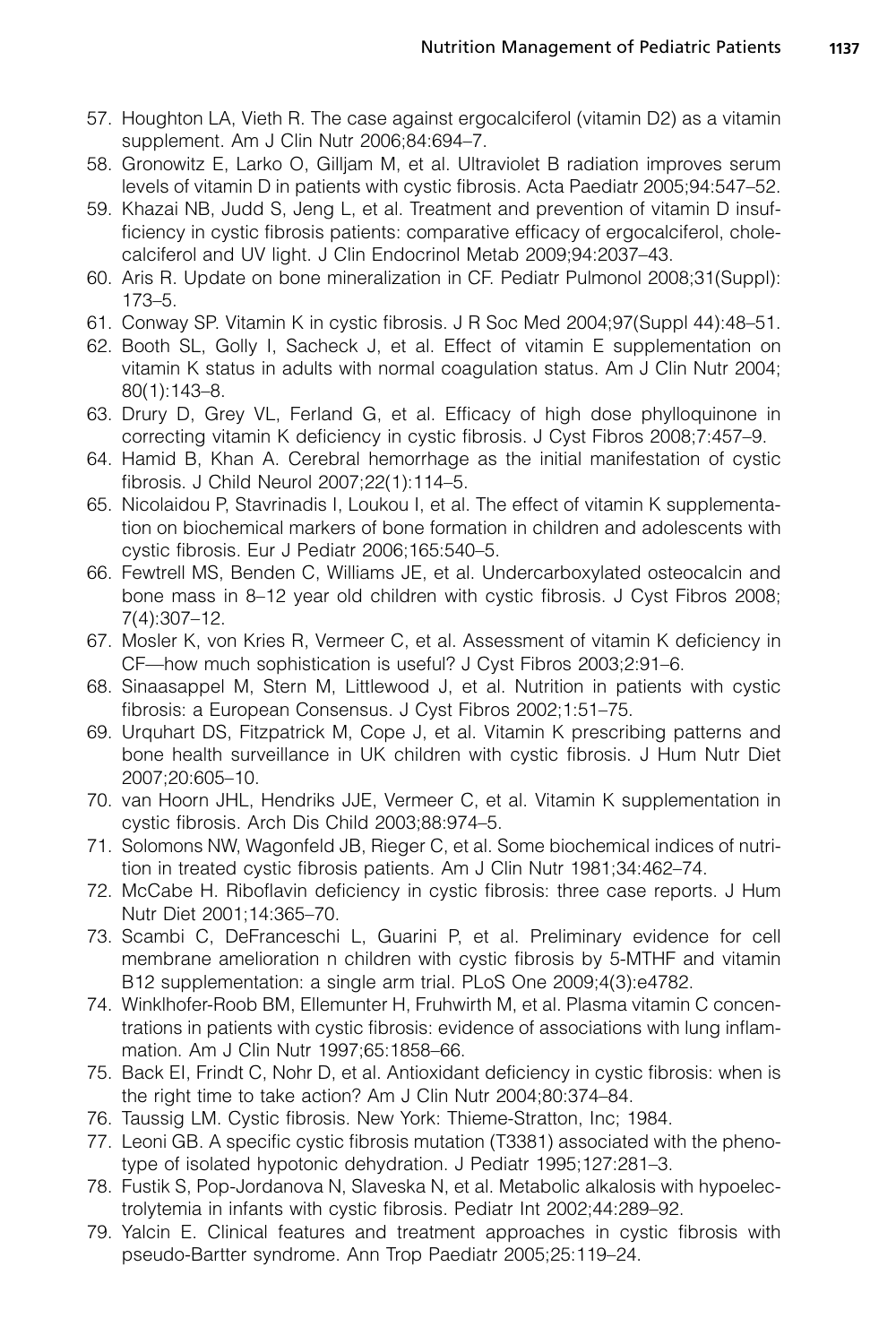57. Houghton LA, Vieth R. The case against ergocalciferol (vitamin D2) as a vitamin supplement. Am J Clin Nutr 2006;84:694–7.
58. Gronowitz E, Larko O, Gilljam M, et al. Ultraviolet B radiation improves serum levels of vitamin D in patients with cystic fibrosis. Acta Paediatr 2005;94:547–52.
59. Khazai NB, Judd S, Jeng L, et al. Treatment and prevention of vitamin D insufficiency in cystic fibrosis patients: comparative efficacy of ergocalciferol, cholecalciferol and UV light. J Clin Endocrinol Metab 2009;94:2037–43.
60. Aris R. Update on bone mineralization in CF. Pediatr Pulmonol 2008;31(Suppl): 173–5.
61. Conway SP. Vitamin K in cystic fibrosis. J R Soc Med 2004;97(Suppl 44):48–51.
62. Booth SL, Golly I, Sacheck J, et al. Effect of vitamin E supplementation on vitamin K status in adults with normal coagulation status. Am J Clin Nutr 2004; 80(1):143–8.
63. Drury D, Grey VL, Ferland G, et al. Efficacy of high dose phylloquinone in correcting vitamin K deficiency in cystic fibrosis. J Cyst Fibros 2008;7:457–9.
64. Hamid B, Khan A. Cerebral hemorrhage as the initial manifestation of cystic fibrosis. J Child Neurol 2007;22(1):114–5.
65. Nicolaidou P, Stavrinadis I, Loukou I, et al. The effect of vitamin K supplementation on biochemical markers of bone formation in children and adolescents with cystic fibrosis. Eur J Pediatr 2006;165:540–5.
66. Fewtrell MS, Benden C, Williams JE, et al. Undercarboxylated osteocalcin and bone mass in 8–12 year old children with cystic fibrosis. J Cyst Fibros 2008; 7(4):307–12.
67. Mosler K, von Kries R, Vermeer C, et al. Assessment of vitamin K deficiency in CF—how much sophistication is useful? J Cyst Fibros 2003;2:91–6.
68. Sinaasappel M, Stern M, Littlewood J, et al. Nutrition in patients with cystic fibrosis: a European Consensus. J Cyst Fibros 2002;1:51–75.
69. Urquhart DS, Fitzpatrick M, Cope J, et al. Vitamin K prescribing patterns and bone health surveillance in UK children with cystic fibrosis. J Hum Nutr Diet 2007;20:605–10.
70. van Hoorn JHL, Hendriks JJE, Vermeer C, et al. Vitamin K supplementation in cystic fibrosis. Arch Dis Child 2003;88:974–5.
71. Solomons NW, Wagonfeld JB, Rieger C, et al. Some biochemical indices of nutrition in treated cystic fibrosis patients. Am J Clin Nutr 1981;34:462–74.
72. McCabe H. Riboflavin deficiency in cystic fibrosis: three case reports. J Hum Nutr Diet 2001;14:365–70.
73. Scambi C, DeFranceschi L, Guarini P, et al. Preliminary evidence for cell membrane amelioration n children with cystic fibrosis by 5-MTHF and vitamin B12 supplementation: a single arm trial. PLoS One 2009;4(3):e4782.
74. Winklhofer-Roob BM, Ellemunter H, Fruhwirth M, et al. Plasma vitamin C concentrations in patients with cystic fibrosis: evidence of associations with lung inflammation. Am J Clin Nutr 1997;65:1858–66.
75. Back EI, Frindt C, Nohr D, et al. Antioxidant deficiency in cystic fibrosis: when is the right time to take action? Am J Clin Nutr 2004;80:374–84.
76. Taussig LM. Cystic fibrosis. New York: Thieme-Stratton, Inc; 1984.
77. Leoni GB. A specific cystic fibrosis mutation (T3381) associated with the phenotype of isolated hypotonic dehydration. J Pediatr 1995;127:281–3.
78. Fustik S, Pop-Jordanova N, Slaveska N, et al. Metabolic alkalosis with hypoelectrolytemia in infants with cystic fibrosis. Pediatr Int 2002;44:289–92.
79. Yalcin E. Clinical features and treatment approaches in cystic fibrosis with pseudo-Bartter syndrome. Ann Trop Paediatr 2005;25:119–24.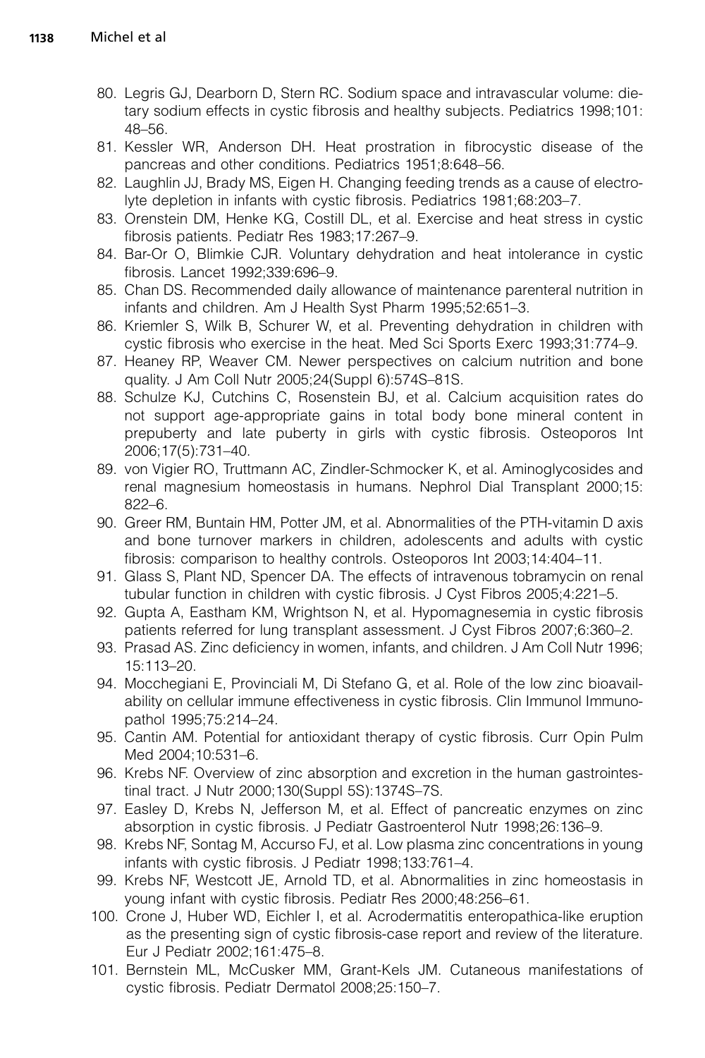80. Legris GJ, Dearborn D, Stern RC. Sodium space and intravascular volume: dietary sodium effects in cystic fibrosis and healthy subjects. Pediatrics 1998;101: 48–56.
81. Kessler WR, Anderson DH. Heat prostration in fibrocystic disease of the pancreas and other conditions. Pediatrics 1951;8:648–56.
82. Laughlin JJ, Brady MS, Eigen H. Changing feeding trends as a cause of electrolyte depletion in infants with cystic fibrosis. Pediatrics 1981;68:203–7.
83. Orenstein DM, Henke KG, Costill DL, et al. Exercise and heat stress in cystic fibrosis patients. Pediatr Res 1983;17:267–9.
84. Bar-Or O, Blimkie CJR. Voluntary dehydration and heat intolerance in cystic fibrosis. Lancet 1992;339:696–9.
85. Chan DS. Recommended daily allowance of maintenance parenteral nutrition in infants and children. Am J Health Syst Pharm 1995;52:651–3.
86. Kriemler S, Wilk B, Schurer W, et al. Preventing dehydration in children with cystic fibrosis who exercise in the heat. Med Sci Sports Exerc 1993;31:774–9.
87. Heaney RP, Weaver CM. Newer perspectives on calcium nutrition and bone quality. J Am Coll Nutr 2005;24(Suppl 6):574S–81S.
88. Schulze KJ, Cutchins C, Rosenstein BJ, et al. Calcium acquisition rates do not support age-appropriate gains in total body bone mineral content in prepuberty and late puberty in girls with cystic fibrosis. Osteoporos Int 2006;17(5):731–40.
89. von Vigier RO, Truttmann AC, Zindler-Schmocker K, et al. Aminoglycosides and renal magnesium homeostasis in humans. Nephrol Dial Transplant 2000;15: 822–6.
90. Greer RM, Buntain HM, Potter JM, et al. Abnormalities of the PTH-vitamin D axis and bone turnover markers in children, adolescents and adults with cystic fibrosis: comparison to healthy controls. Osteoporos Int 2003;14:404–11.
91. Glass S, Plant ND, Spencer DA. The effects of intravenous tobramycin on renal tubular function in children with cystic fibrosis. J Cyst Fibros 2005;4:221–5.
92. Gupta A, Eastham KM, Wrightson N, et al. Hypomagnesemia in cystic fibrosis patients referred for lung transplant assessment. J Cyst Fibros 2007;6:360–2.
93. Prasad AS. Zinc deficiency in women, infants, and children. J Am Coll Nutr 1996; 15:113–20.
94. Mocchegiani E, Provinciali M, Di Stefano G, et al. Role of the low zinc bioavailability on cellular immune effectiveness in cystic fibrosis. Clin Immunol Immunopathol 1995;75:214–24.
95. Cantin AM. Potential for antioxidant therapy of cystic fibrosis. Curr Opin Pulm Med 2004;10:531–6.
96. Krebs NF. Overview of zinc absorption and excretion in the human gastrointestinal tract. J Nutr 2000;130(Suppl 5S):1374S–7S.
97. Easley D, Krebs N, Jefferson M, et al. Effect of pancreatic enzymes on zinc absorption in cystic fibrosis. J Pediatr Gastroenterol Nutr 1998;26:136–9.
98. Krebs NF, Sontag M, Accurso FJ, et al. Low plasma zinc concentrations in young infants with cystic fibrosis. J Pediatr 1998;133:761–4.
99. Krebs NF, Westcott JE, Arnold TD, et al. Abnormalities in zinc homeostasis in young infant with cystic fibrosis. Pediatr Res 2000;48:256–61.
100. Crone J, Huber WD, Eichler I, et al. Acrodermatitis enteropathica-like eruption as the presenting sign of cystic fibrosis-case report and review of the literature. Eur J Pediatr 2002;161:475–8.
101. Bernstein ML, McCusker MM, Grant-Kels JM. Cutaneous manifestations of cystic fibrosis. Pediatr Dermatol 2008;25:150–7.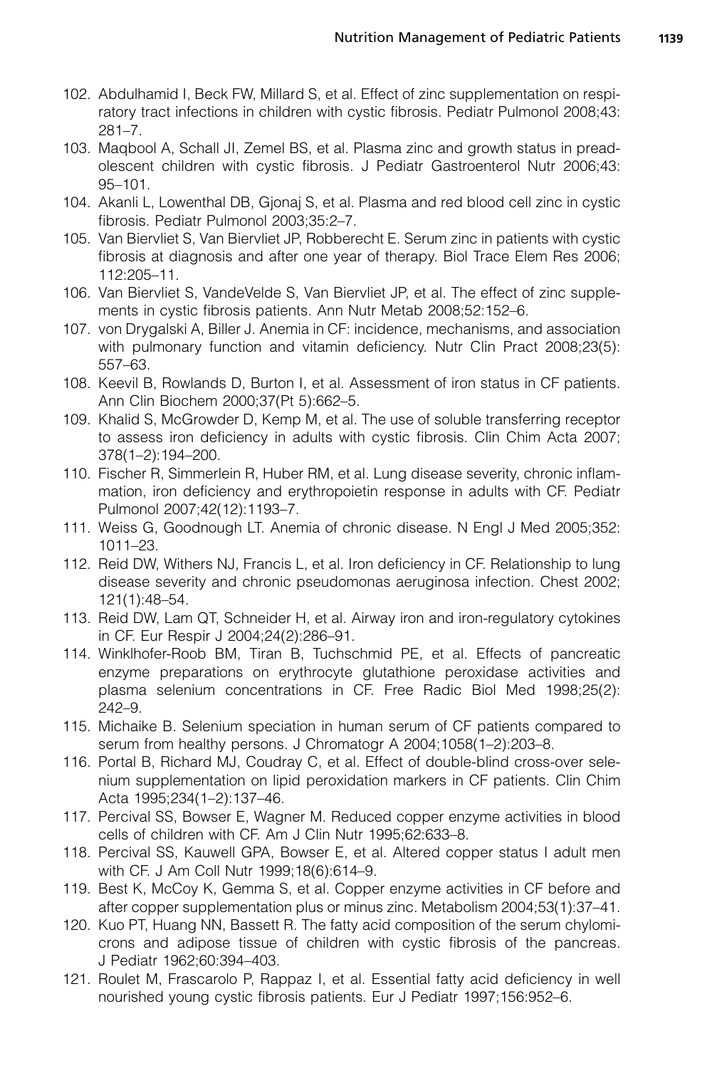102. Abdulhamid I, Beck FW, Millard S, et al. Effect of zinc supplementation on respiratory tract infections in children with cystic fibrosis. Pediatr Pulmonol 2008;43: 281–7.
103. Maqbool A, Schall JI, Zemel BS, et al. Plasma zinc and growth status in preadolescent children with cystic fibrosis. J Pediatr Gastroenterol Nutr 2006;43: 95–101.
104. Akanli L, Lowenthal DB, Gjonaj S, et al. Plasma and red blood cell zinc in cystic fibrosis. Pediatr Pulmonol 2003;35:2–7.
105. Van Biervliet S, Van Biervliet JP, Robberecht E. Serum zinc in patients with cystic fibrosis at diagnosis and after one year of therapy. Biol Trace Elem Res 2006; 112:205–11.
106. Van Biervliet S, VandeVelde S, Van Biervliet JP, et al. The effect of zinc supplements in cystic fibrosis patients. Ann Nutr Metab 2008;52:152–6.
107. von Drygalski A, Biller J. Anemia in CF: incidence, mechanisms, and association with pulmonary function and vitamin deficiency. Nutr Clin Pract 2008;23(5): 557–63.
108. Keevil B, Rowlands D, Burton I, et al. Assessment of iron status in CF patients. Ann Clin Biochem 2000;37(Pt 5):662–5.
109. Khalid S, McGrowder D, Kemp M, et al. The use of soluble transferring receptor to assess iron deficiency in adults with cystic fibrosis. Clin Chim Acta 2007; 378(1–2):194–200.
110. Fischer R, Simmerlein R, Huber RM, et al. Lung disease severity, chronic inflammation, iron deficiency and erythropoietin response in adults with CF. Pediatr Pulmonol 2007;42(12):1193–7.
111. Weiss G, Goodnough LT. Anemia of chronic disease. N Engl J Med 2005;352: 1011–23.
112. Reid DW, Withers NJ, Francis L, et al. Iron deficiency in CF. Relationship to lung disease severity and chronic pseudomonas aeruginosa infection. Chest 2002; 121(1):48–54.
113. Reid DW, Lam QT, Schneider H, et al. Airway iron and iron-regulatory cytokines in CF. Eur Respir J 2004;24(2):286–91.
114. Winklhofer-Roob BM, Tiran B, Tuchschmid PE, et al. Effects of pancreatic enzyme preparations on erythrocyte glutathione peroxidase activities and plasma selenium concentrations in CF. Free Radic Biol Med 1998;25(2): 242–9.
115. Michaike B. Selenium speciation in human serum of CF patients compared to serum from healthy persons. J Chromatogr A 2004;1058(1–2):203–8.
116. Portal B, Richard MJ, Coudray C, et al. Effect of double-blind cross-over selenium supplementation on lipid peroxidation markers in CF patients. Clin Chim Acta 1995;234(1–2):137–46.
117. Percival SS, Bowser E, Wagner M. Reduced copper enzyme activities in blood cells of children with CF. Am J Clin Nutr 1995;62:633–8.
118. Percival SS, Kauwell GPA, Bowser E, et al. Altered copper status I adult men with CF. J Am Coll Nutr 1999;18(6):614–9.
119. Best K, McCoy K, Gemma S, et al. Copper enzyme activities in CF before and after copper supplementation plus or minus zinc. Metabolism 2004;53(1):37–41.
120. Kuo PT, Huang NN, Bassett R. The fatty acid composition of the serum chylomicrons and adipose tissue of children with cystic fibrosis of the pancreas. J Pediatr 1962;60:394–403.
121. Roulet M, Frascarolo P, Rappaz I, et al. Essential fatty acid deficiency in well nourished young cystic fibrosis patients. Eur J Pediatr 1997;156:952–6.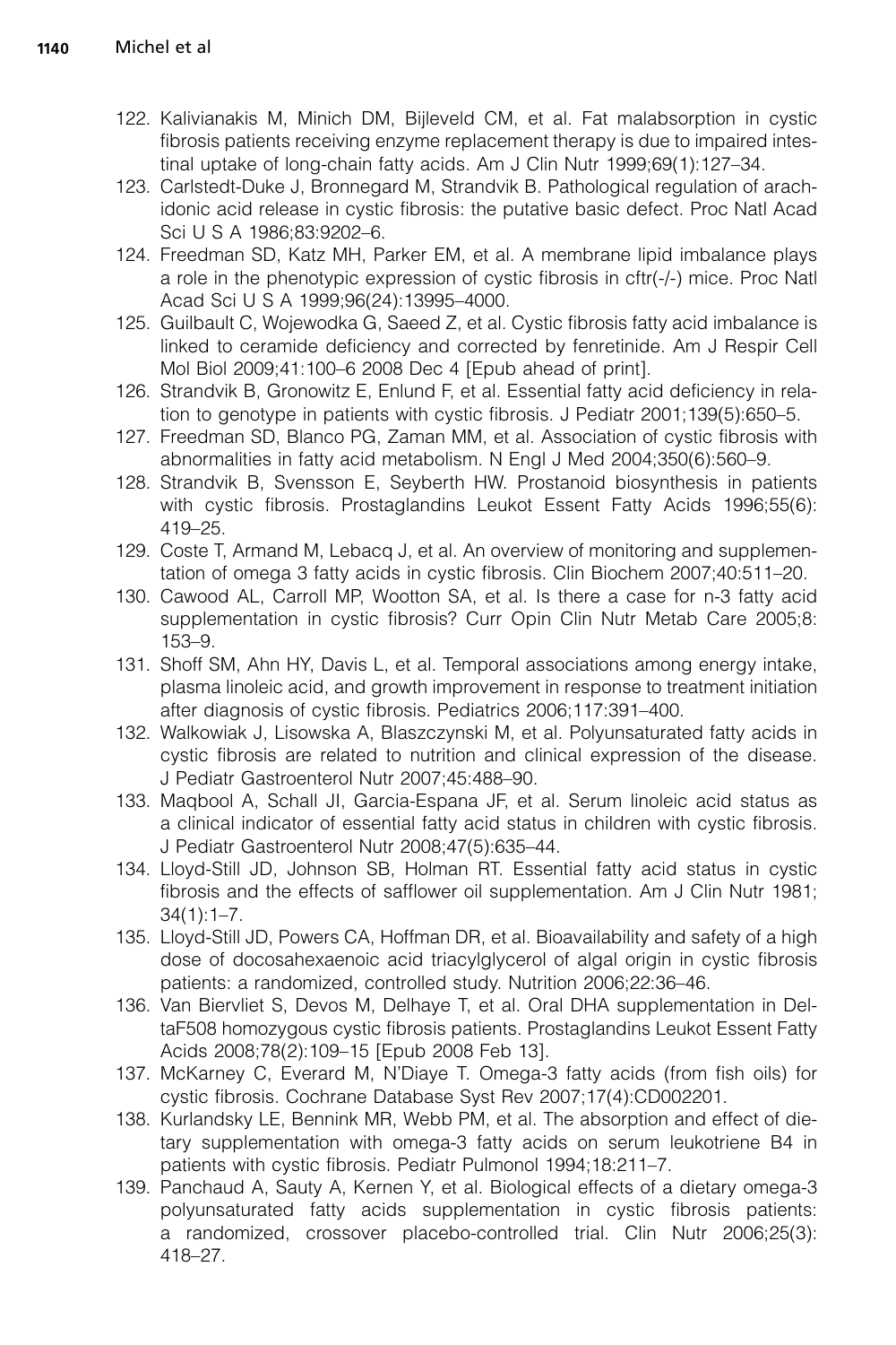122. Kalivianakis M, Minich DM, Bijleveld CM, et al. Fat malabsorption in cystic fibrosis patients receiving enzyme replacement therapy is due to impaired intestinal uptake of long-chain fatty acids. Am J Clin Nutr 1999;69(1):127–34.
123. Carlstedt-Duke J, Bronnegard M, Strandvik B. Pathological regulation of arachidonic acid release in cystic fibrosis: the putative basic defect. Proc Natl Acad Sci U S A 1986;83:9202–6.
124. Freedman SD, Katz MH, Parker EM, et al. A membrane lipid imbalance plays a role in the phenotypic expression of cystic fibrosis in cftr(-/-) mice. Proc Natl Acad Sci U S A 1999;96(24):13995–4000.
125. Guilbault C, Wojewodka G, Saeed Z, et al. Cystic fibrosis fatty acid imbalance is linked to ceramide deficiency and corrected by fenretinide. Am J Respir Cell Mol Biol 2009;41:100–6 2008 Dec 4 [Epub ahead of print].
126. Strandvik B, Gronowitz E, Enlund F, et al. Essential fatty acid deficiency in relation to genotype in patients with cystic fibrosis. J Pediatr 2001;139(5):650–5.
127. Freedman SD, Blanco PG, Zaman MM, et al. Association of cystic fibrosis with abnormalities in fatty acid metabolism. N Engl J Med 2004;350(6):560–9.
128. Strandvik B, Svensson E, Seyberth HW. Prostanoid biosynthesis in patients with cystic fibrosis. Prostaglandins Leukot Essent Fatty Acids 1996;55(6):419–25.
129. Coste T, Armand M, Lebacq J, et al. An overview of monitoring and supplementation of omega 3 fatty acids in cystic fibrosis. Clin Biochem 2007;40:511–20.
130. Cawood AL, Carroll MP, Wootton SA, et al. Is there a case for n-3 fatty acid supplementation in cystic fibrosis? Curr Opin Clin Nutr Metab Care 2005;8:153–9.
131. Shoff SM, Ahn HY, Davis L, et al. Temporal associations among energy intake, plasma linoleic acid, and growth improvement in response to treatment initiation after diagnosis of cystic fibrosis. Pediatrics 2006;117:391–400.
132. Walkowiak J, Lisowska A, Blaszczynski M, et al. Polyunsaturated fatty acids in cystic fibrosis are related to nutrition and clinical expression of the disease. J Pediatr Gastroenterol Nutr 2007;45:488–90.
133. Maqbool A, Schall JI, Garcia-Espana JF, et al. Serum linoleic acid status as a clinical indicator of essential fatty acid status in children with cystic fibrosis. J Pediatr Gastroenterol Nutr 2008;47(5):635–44.
134. Lloyd-Still JD, Johnson SB, Holman RT. Essential fatty acid status in cystic fibrosis and the effects of safflower oil supplementation. Am J Clin Nutr 1981;34(1):1–7.
135. Lloyd-Still JD, Powers CA, Hoffman DR, et al. Bioavailability and safety of a high dose of docosahexaenoic acid triacylglycerol of algal origin in cystic fibrosis patients: a randomized, controlled study. Nutrition 2006;22:36–46.
136. Van Biervliet S, Devos M, Delhaye T, et al. Oral DHA supplementation in DeltaF508 homozygous cystic fibrosis patients. Prostaglandins Leukot Essent Fatty Acids 2008;78(2):109–15 [Epub 2008 Feb 13].
137. McKarney C, Everard M, N'Diaye T. Omega-3 fatty acids (from fish oils) for cystic fibrosis. Cochrane Database Syst Rev 2007;17(4):CD002201.
138. Kurlandsky LE, Bennink MR, Webb PM, et al. The absorption and effect of dietary supplementation with omega-3 fatty acids on serum leukotriene B4 in patients with cystic fibrosis. Pediatr Pulmonol 1994;18:211–7.
139. Panchaud A, Sauty A, Kernen Y, et al. Biological effects of a dietary omega-3 polyunsaturated fatty acids supplementation in cystic fibrosis patients: a randomized, crossover placebo-controlled trial. Clin Nutr 2006;25(3):418–27.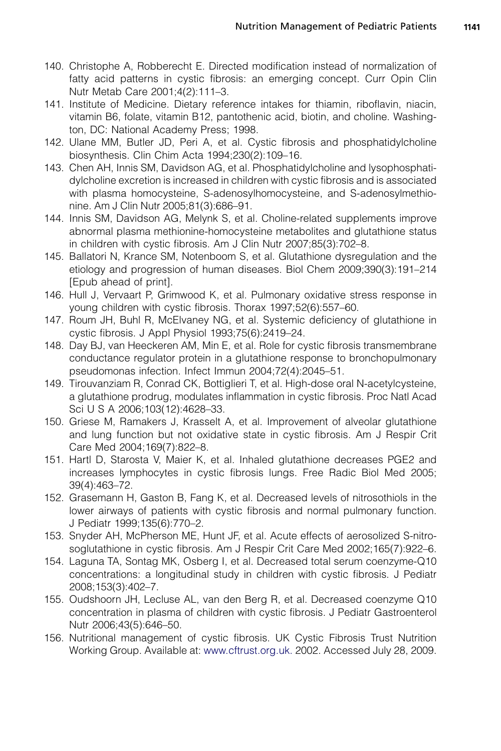140. Christophe A, Robberecht E. Directed modification instead of normalization of fatty acid patterns in cystic fibrosis: an emerging concept. Curr Opin Clin Nutr Metab Care 2001;4(2):111–3.
141. Institute of Medicine. Dietary reference intakes for thiamin, riboflavin, niacin, vitamin B6, folate, vitamin B12, pantothenic acid, biotin, and choline. Washington, DC: National Academy Press; 1998.
142. Ulane MM, Butler JD, Peri A, et al. Cystic fibrosis and phosphatidylcholine biosynthesis. Clin Chim Acta 1994;230(2):109–16.
143. Chen AH, Innis SM, Davidson AG, et al. Phosphatidylcholine and lysophosphatidylcholine excretion is increased in children with cystic fibrosis and is associated with plasma homocysteine, S-adenosylhomocysteine, and S-adenosylmethionine. Am J Clin Nutr 2005;81(3):686–91.
144. Innis SM, Davidson AG, Melynk S, et al. Choline-related supplements improve abnormal plasma methionine-homocysteine metabolites and glutathione status in children with cystic fibrosis. Am J Clin Nutr 2007;85(3):702–8.
145. Ballatori N, Krance SM, Notenboom S, et al. Glutathione dysregulation and the etiology and progression of human diseases. Biol Chem 2009;390(3):191–214 [Epub ahead of print].
146. Hull J, Vervaart P, Grimwood K, et al. Pulmonary oxidative stress response in young children with cystic fibrosis. Thorax 1997;52(6):557–60.
147. Roum JH, Buhl R, McElvaney NG, et al. Systemic deficiency of glutathione in cystic fibrosis. J Appl Physiol 1993;75(6):2419–24.
148. Day BJ, van Heeckeren AM, Min E, et al. Role for cystic fibrosis transmembrane conductance regulator protein in a glutathione response to bronchopulmonary pseudomonas infection. Infect Immun 2004;72(4):2045–51.
149. Tirouvanziam R, Conrad CK, Bottiglieri T, et al. High-dose oral N-acetylcysteine, a glutathione prodrug, modulates inflammation in cystic fibrosis. Proc Natl Acad Sci U S A 2006;103(12):4628–33.
150. Griese M, Ramakers J, Krasselt A, et al. Improvement of alveolar glutathione and lung function but not oxidative state in cystic fibrosis. Am J Respir Crit Care Med 2004;169(7):822–8.
151. Hartl D, Starosta V, Maier K, et al. Inhaled glutathione decreases PGE2 and increases lymphocytes in cystic fibrosis lungs. Free Radic Biol Med 2005;39(4):463–72.
152. Grasemann H, Gaston B, Fang K, et al. Decreased levels of nitrosothiols in the lower airways of patients with cystic fibrosis and normal pulmonary function. J Pediatr 1999;135(6):770–2.
153. Snyder AH, McPherson ME, Hunt JF, et al. Acute effects of aerosolized S-nitrosoglutathione in cystic fibrosis. Am J Respir Crit Care Med 2002;165(7):922–6.
154. Laguna TA, Sontag MK, Osberg I, et al. Decreased total serum coenzyme-Q10 concentrations: a longitudinal study in children with cystic fibrosis. J Pediatr 2008;153(3):402–7.
155. Oudshoorn JH, Lecluse AL, van den Berg R, et al. Decreased coenzyme Q10 concentration in plasma of children with cystic fibrosis. J Pediatr Gastroenterol Nutr 2006;43(5):646–50.
156. Nutritional management of cystic fibrosis. UK Cystic Fibrosis Trust Nutrition Working Group. Available at: www.cftrust.org.uk. 2002. Accessed July 28, 2009.